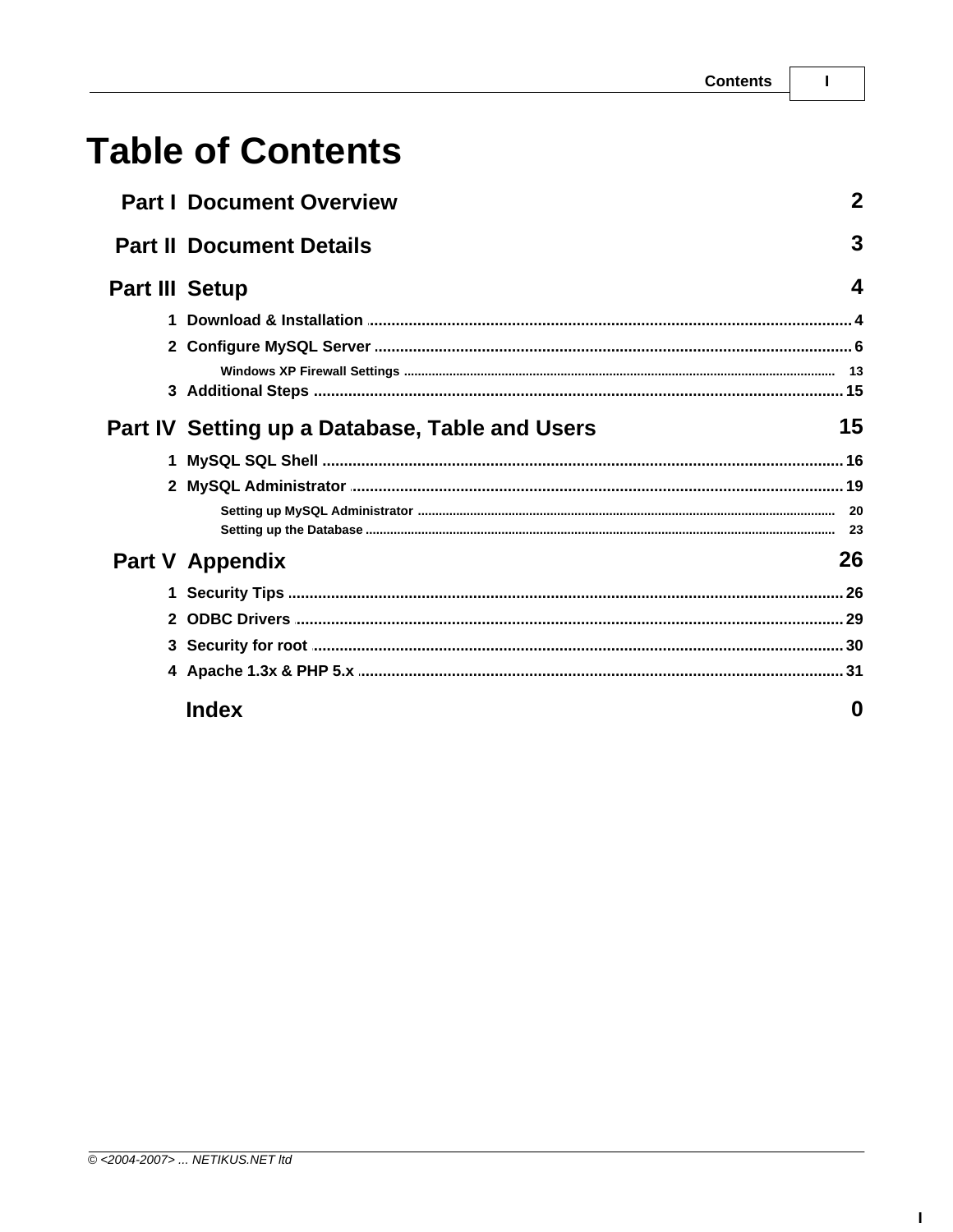# Table of Contents

| | | |
|---|---|---|
| **Part I** | **Document Overview** | **2** |
| **Part II** | **Document Details** | **3** |
| **Part III** | **Setup** | **4** |
| 1 | Download & Installation | 4 |
| 2 | Configure MySQL Server | 6 |
| | Windows XP Firewall Settings | 13 |
| 3 | Additional Steps | 15 |
| **Part IV** | **Setting up a Database, Table and Users** | **15** |
| 1 | MySQL SQL Shell | 16 |
| 2 | MySQL Administrator | 19 |
| | Setting up MySQL Administrator | 20 |
| | Setting up the Database | 23 |
| **Part V** | **Appendix** | **26** |
| 1 | Security Tips | 26 |
| 2 | ODBC Drivers | 29 |
| 3 | Security for root | 30 |
| 4 | Apache 1.3x & PHP 5.x | 31 |
| | **Index** | **0** |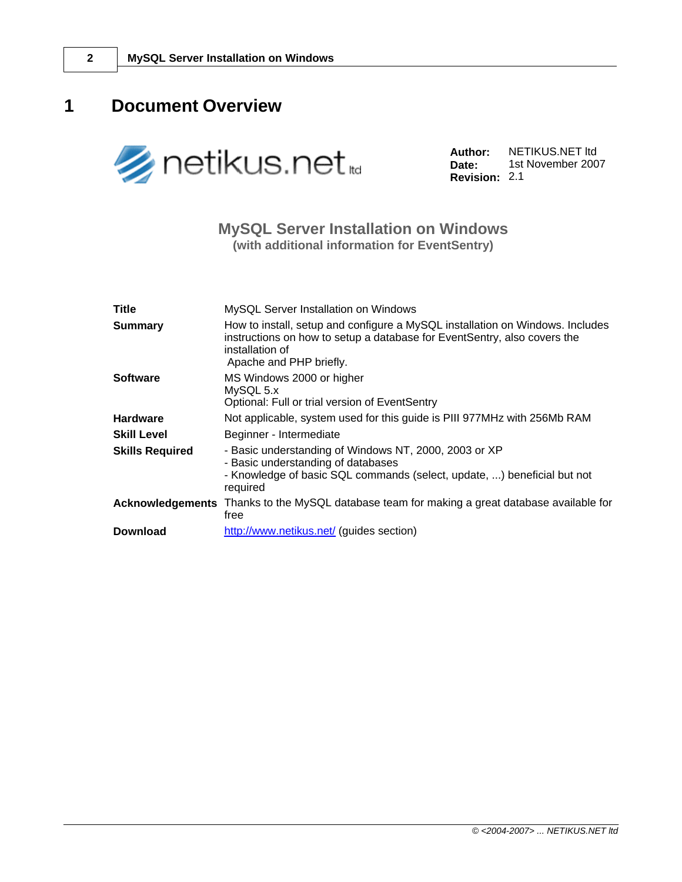# 1 Document Overview

**Author:** NETIKUS.NET ltd
**Date:** 1st November 2007
**Revision:** 2.1

## MySQL Server Installation on Windows
**(with additional information for EventSentry)**

| | |
|---|---|
| **Title** | MySQL Server Installation on Windows |
| **Summary** | How to install, setup and configure a MySQL installation on Windows. Includes instructions on how to setup a database for EventSentry, also covers the installation of Apache and PHP briefly. |
| **Software** | MS Windows 2000 or higher<br>MySQL 5.x<br>Optional: Full or trial version of EventSentry |
| **Hardware** | Not applicable, system used for this guide is PIII 977MHz with 256Mb RAM |
| **Skill Level** | Beginner - Intermediate |
| **Skills Required** | - Basic understanding of Windows NT, 2000, 2003 or XP<br>- Basic understanding of databases<br>- Knowledge of basic SQL commands (select, update, ...) beneficial but not required |
| **Acknowledgements** | Thanks to the MySQL database team for making a great database available for free |
| **Download** | http://www.netikus.net/ (guides section) |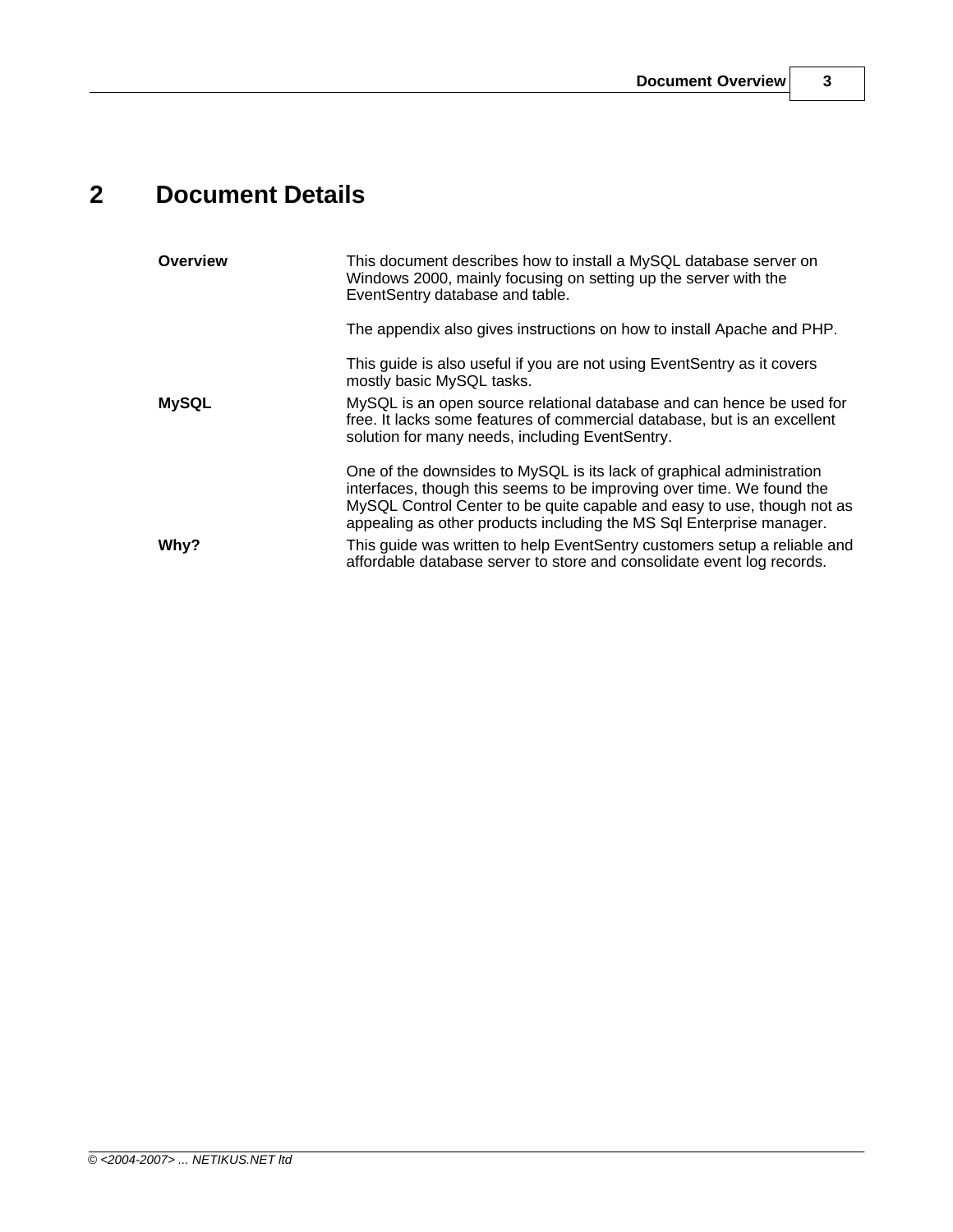# 2 Document Details

| | |
|---|---|
| **Overview** | This document describes how to install a MySQL database server on Windows 2000, mainly focusing on setting up the server with the EventSentry database and table.<br><br>The appendix also gives instructions on how to install Apache and PHP.<br><br>This guide is also useful if you are not using EventSentry as it covers mostly basic MySQL tasks. |
| **MySQL** | MySQL is an open source relational database and can hence be used for free. It lacks some features of commercial database, but is an excellent solution for many needs, including EventSentry.<br><br>One of the downsides to MySQL is its lack of graphical administration interfaces, though this seems to be improving over time. We found the MySQL Control Center to be quite capable and easy to use, though not as appealing as other products including the MS Sql Enterprise manager. |
| **Why?** | This guide was written to help EventSentry customers setup a reliable and affordable database server to store and consolidate event log records. |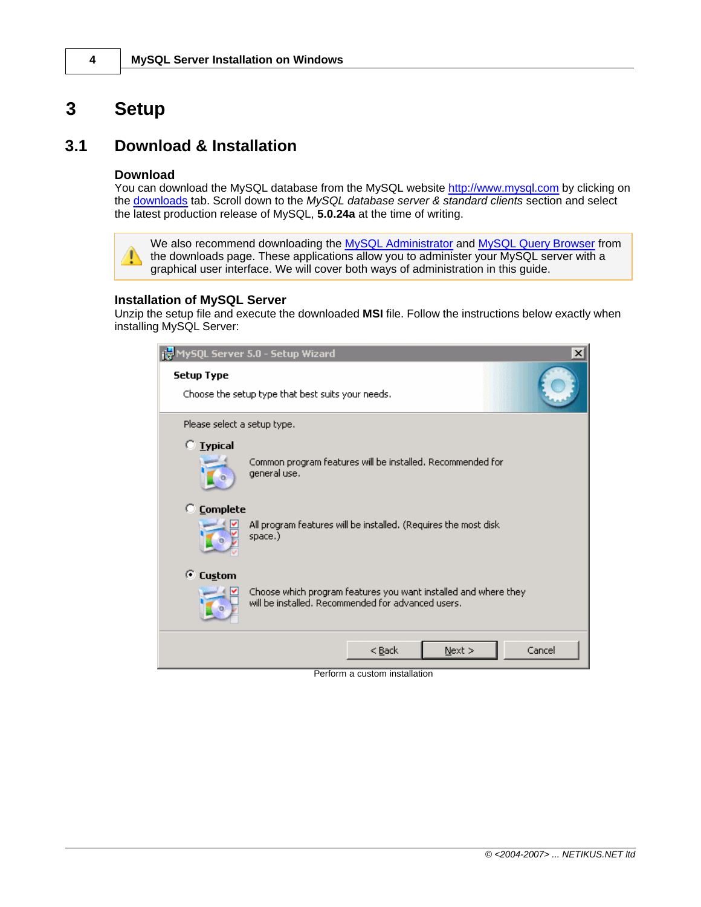# 3 Setup

## 3.1 Download & Installation

### Download

You can download the MySQL database from the MySQL website http://www.mysql.com by clicking on the downloads tab. Scroll down to the *MySQL database server & standard clients* section and select the latest production release of MySQL, **5.0.24a** at the time of writing.

> We also recommend downloading the MySQL Administrator and MySQL Query Browser from the downloads page. These applications allow you to administer your MySQL server with a graphical user interface. We will cover both ways of administration in this guide.

### Installation of MySQL Server

Unzip the setup file and execute the downloaded **MSI** file. Follow the instructions below exactly when installing MySQL Server:

Perform a custom installation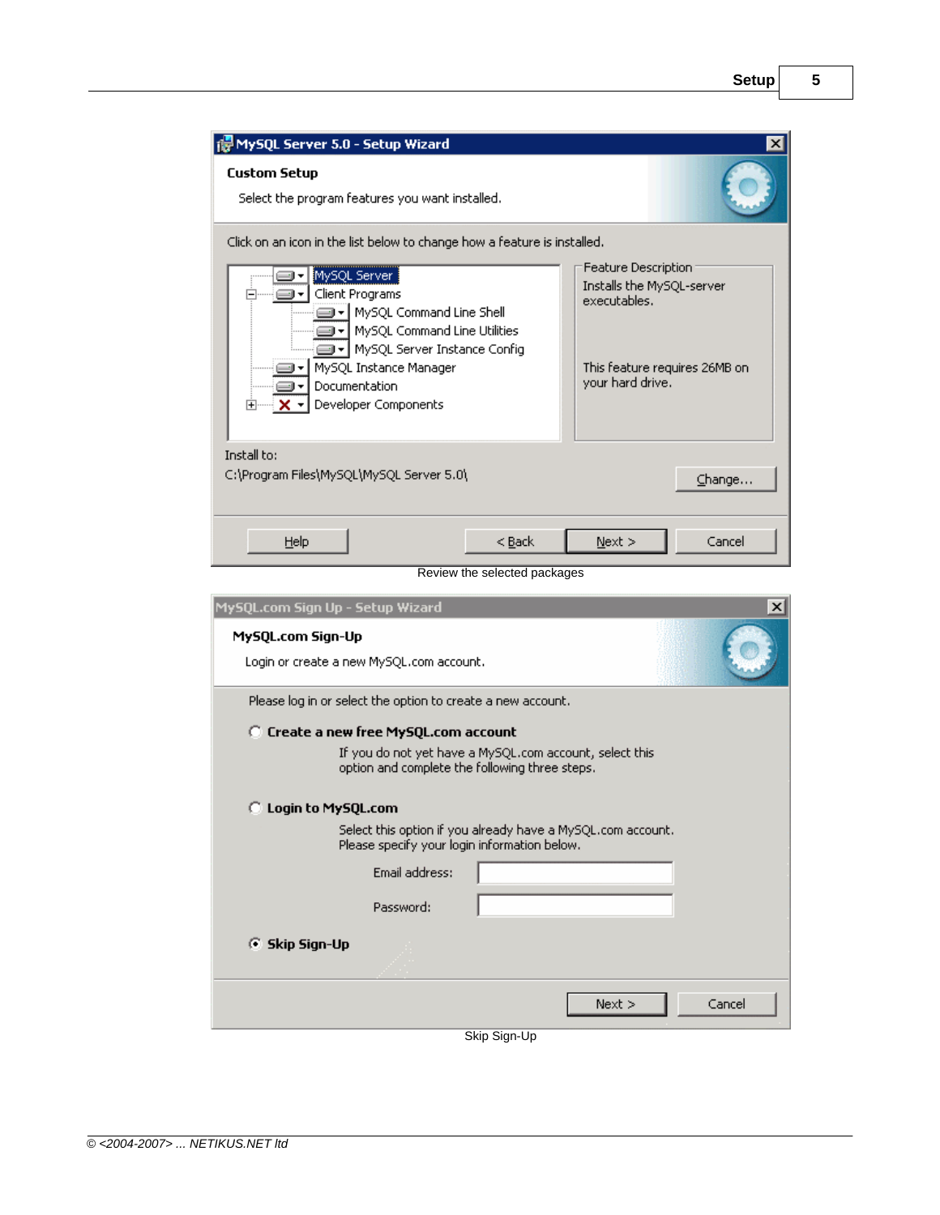Review the selected packages

Skip Sign-Up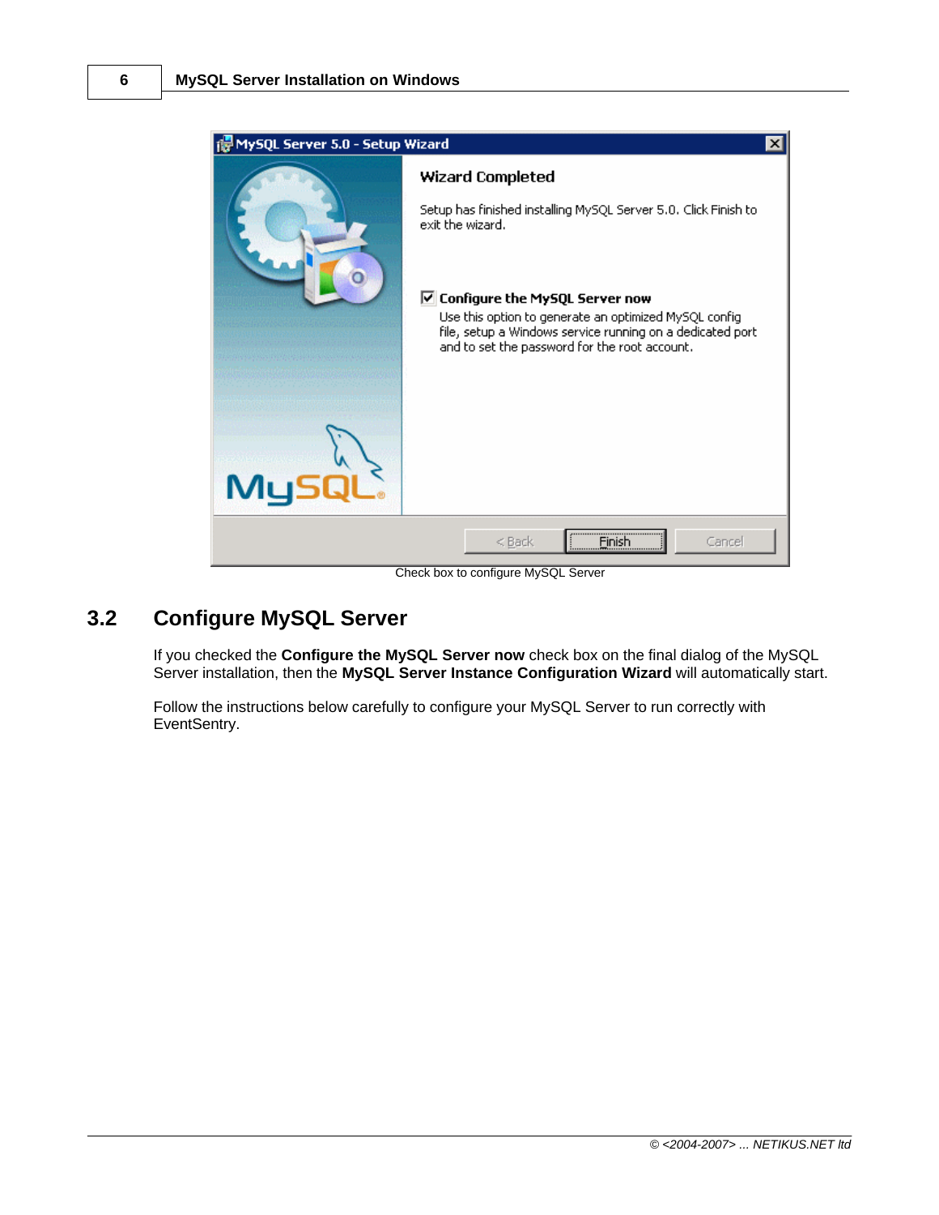Check box to configure MySQL Server

## 3.2 Configure MySQL Server

If you checked the **Configure the MySQL Server now** check box on the final dialog of the MySQL Server installation, then the **MySQL Server Instance Configuration Wizard** will automatically start.

Follow the instructions below carefully to configure your MySQL Server to run correctly with EventSentry.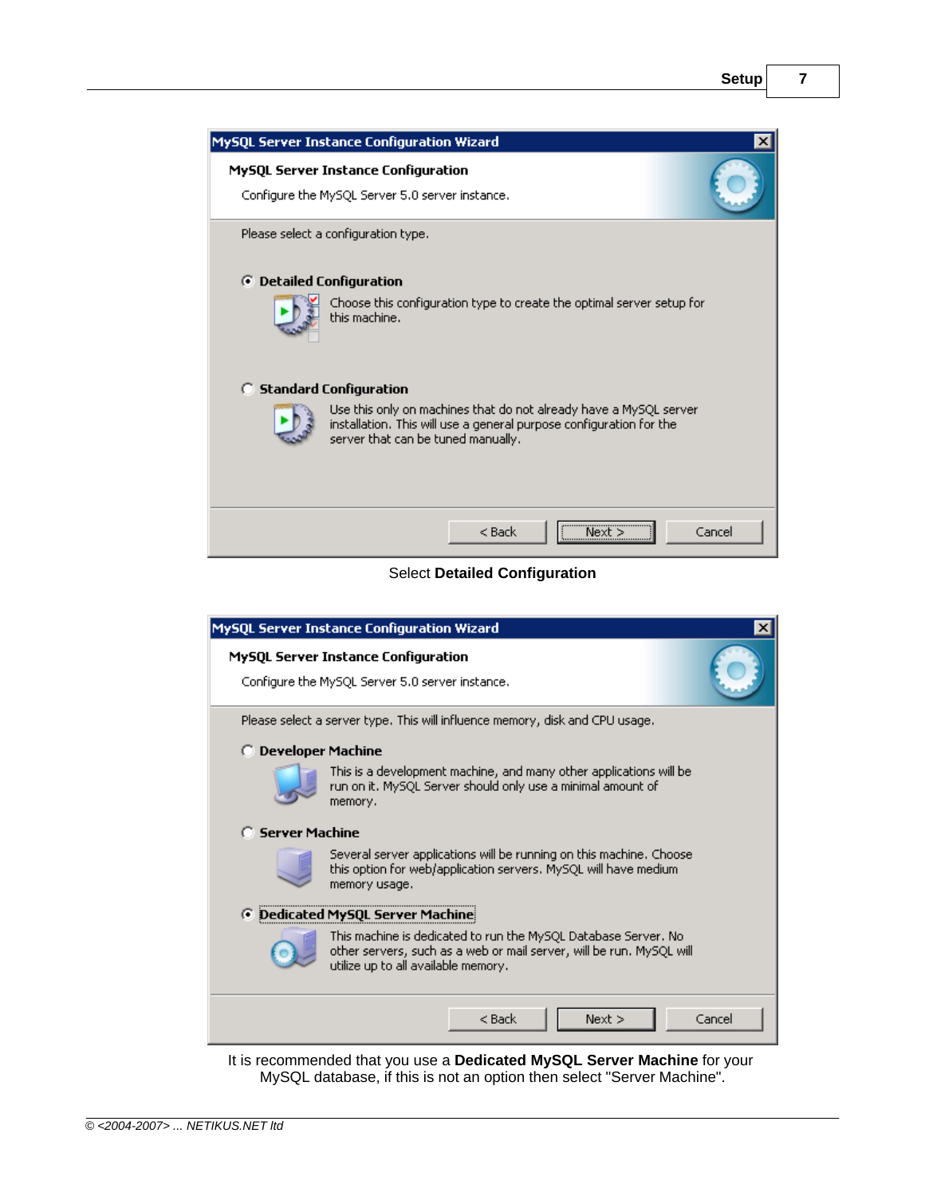Select **Detailed Configuration**

It is recommended that you use a **Dedicated MySQL Server Machine** for your MySQL database, if this is not an option then select "Server Machine".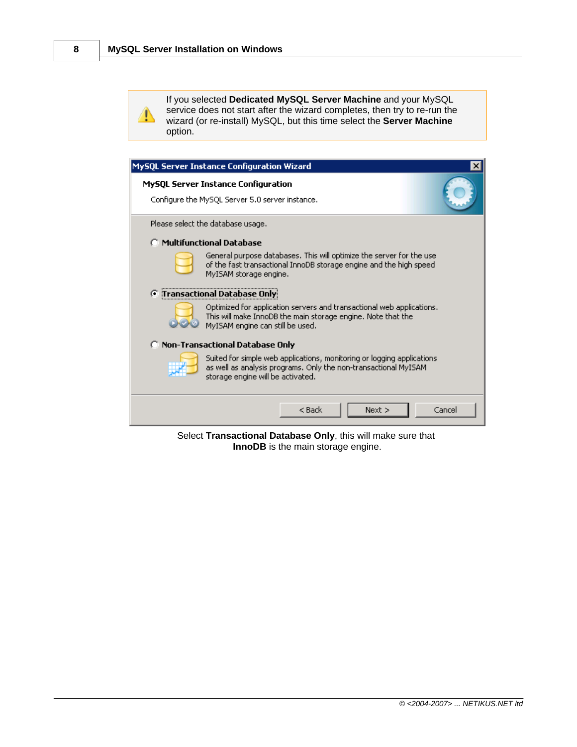> ⚠️ If you selected **Dedicated MySQL Server Machine** and your MySQL service does not start after the wizard completes, then try to re-run the wizard (or re-install) MySQL, but this time select the **Server Machine** option.

**MySQL Server Instance Configuration Wizard**

**MySQL Server Instance Configuration**

Configure the MySQL Server 5.0 server instance.

Please select the database usage.

- ( ) **Multifunctional Database**
  General purpose databases. This will optimize the server for the use of the fast transactional InnoDB storage engine and the high speed MyISAM storage engine.
- (•) **Transactional Database Only**
  Optimized for application servers and transactional web applications. This will make InnoDB the main storage engine. Note that the MyISAM engine can still be used.
- ( ) **Non-Transactional Database Only**
  Suited for simple web applications, monitoring or logging applications as well as analysis programs. Only the non-transactional MyISAM storage engine will be activated.

< Back | Next > | Cancel

Select **Transactional Database Only**, this will make sure that **InnoDB** is the main storage engine.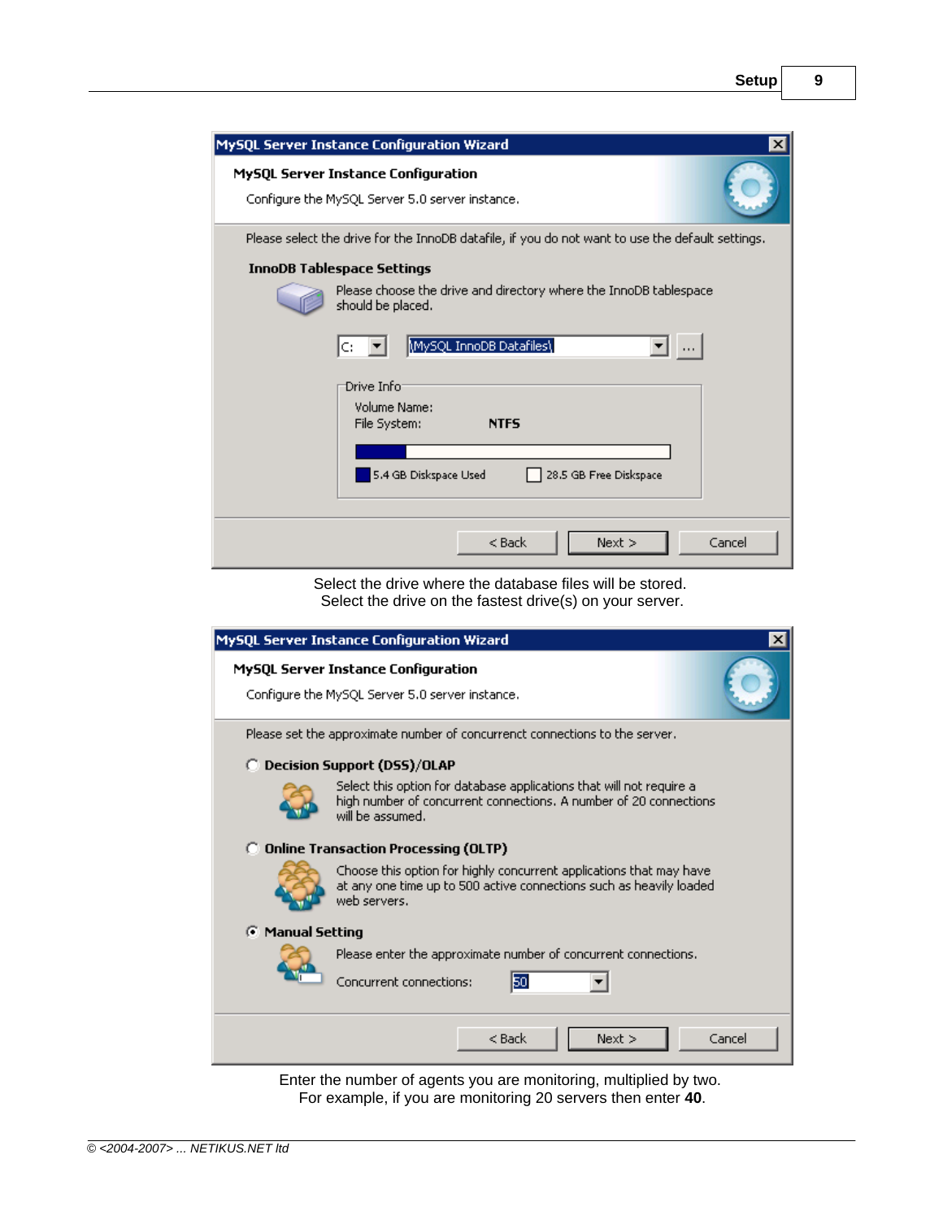**MySQL Server Instance Configuration Wizard**

**MySQL Server Instance Configuration**

Configure the MySQL Server 5.0 server instance.

Please select the drive for the InnoDB datafile, if you do not want to use the default settings.

**InnoDB Tablespace Settings**

Please choose the drive and directory where the InnoDB tablespace should be placed.

C: | \MySQL InnoDB Datafiles\ | ...

Drive Info

Volume Name:

File System: **NTFS**

5.4 GB Diskspace Used | 28.5 GB Free Diskspace

< Back | Next > | Cancel

Select the drive where the database files will be stored.
Select the drive on the fastest drive(s) on your server.

**MySQL Server Instance Configuration Wizard**

**MySQL Server Instance Configuration**

Configure the MySQL Server 5.0 server instance.

Please set the approximate number of concurrent connections to the server.

**Decision Support (DSS)/OLAP**

Select this option for database applications that will not require a high number of concurrent connections. A number of 20 connections will be assumed.

**Online Transaction Processing (OLTP)**

Choose this option for highly concurrent applications that may have at any one time up to 500 active connections such as heavily loaded web servers.

**Manual Setting**

Please enter the approximate number of concurrent connections.

Concurrent connections: 50

< Back | Next > | Cancel

Enter the number of agents you are monitoring, multiplied by two.
For example, if you are monitoring 20 servers then enter **40**.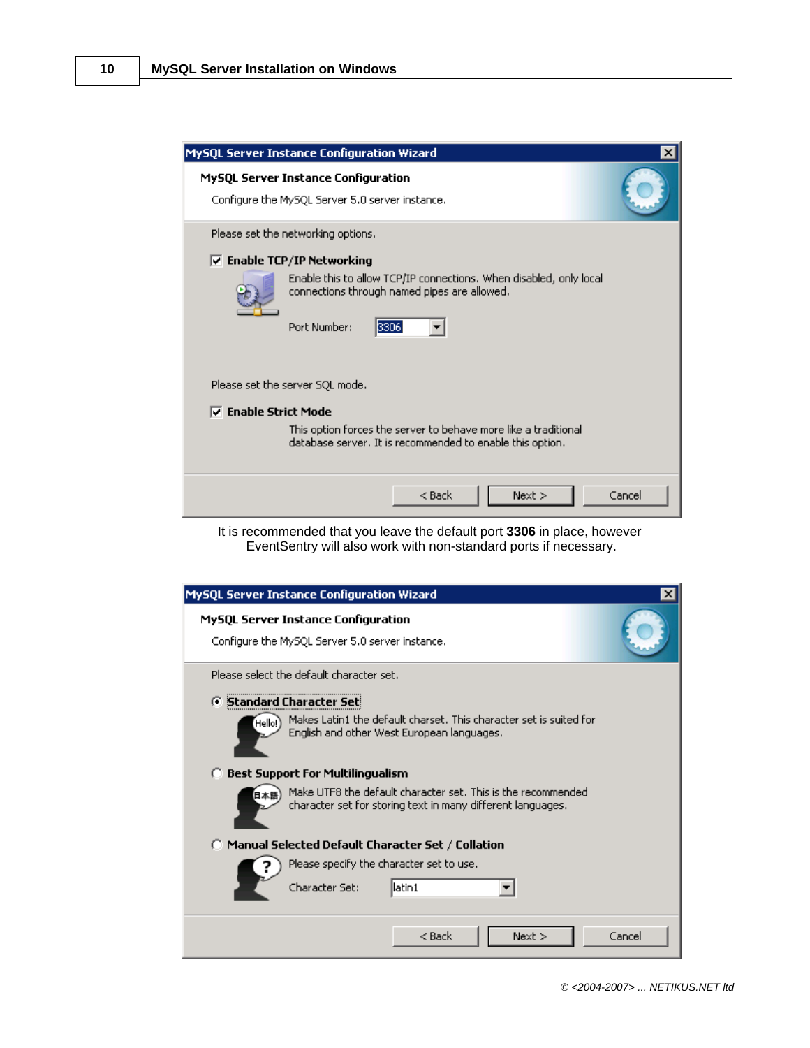It is recommended that you leave the default port **3306** in place, however EventSentry will also work with non-standard ports if necessary.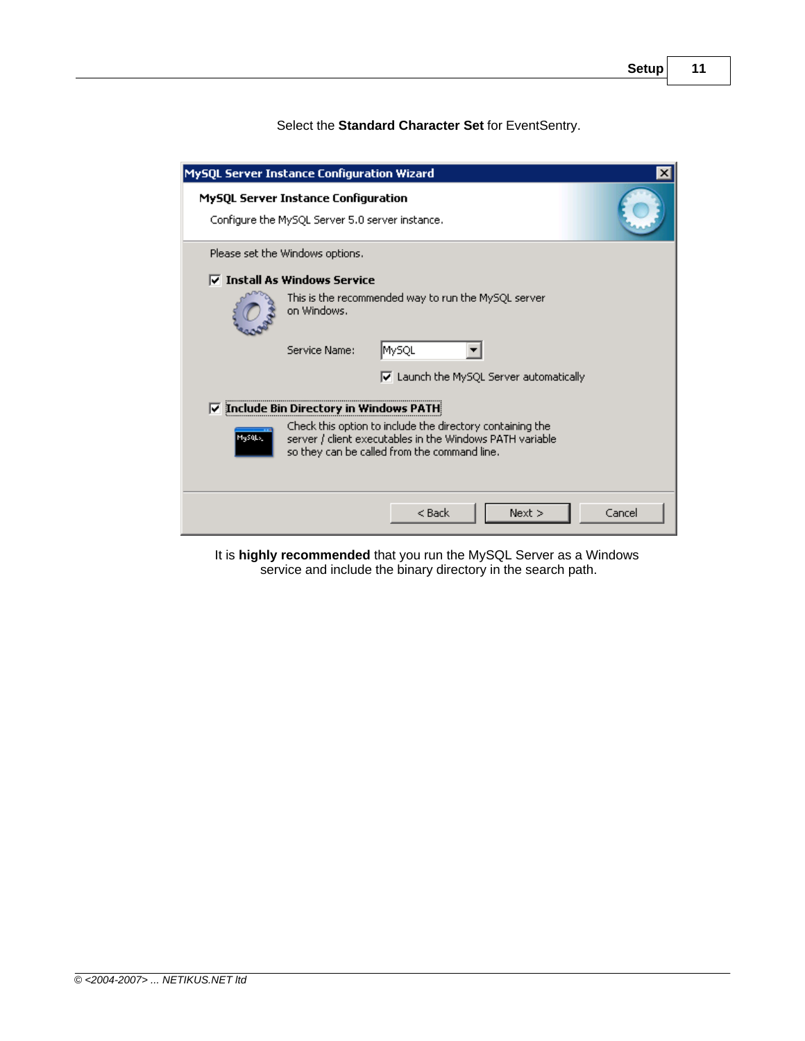Select the **Standard Character Set** for EventSentry.

It is **highly recommended** that you run the MySQL Server as a Windows service and include the binary directory in the search path.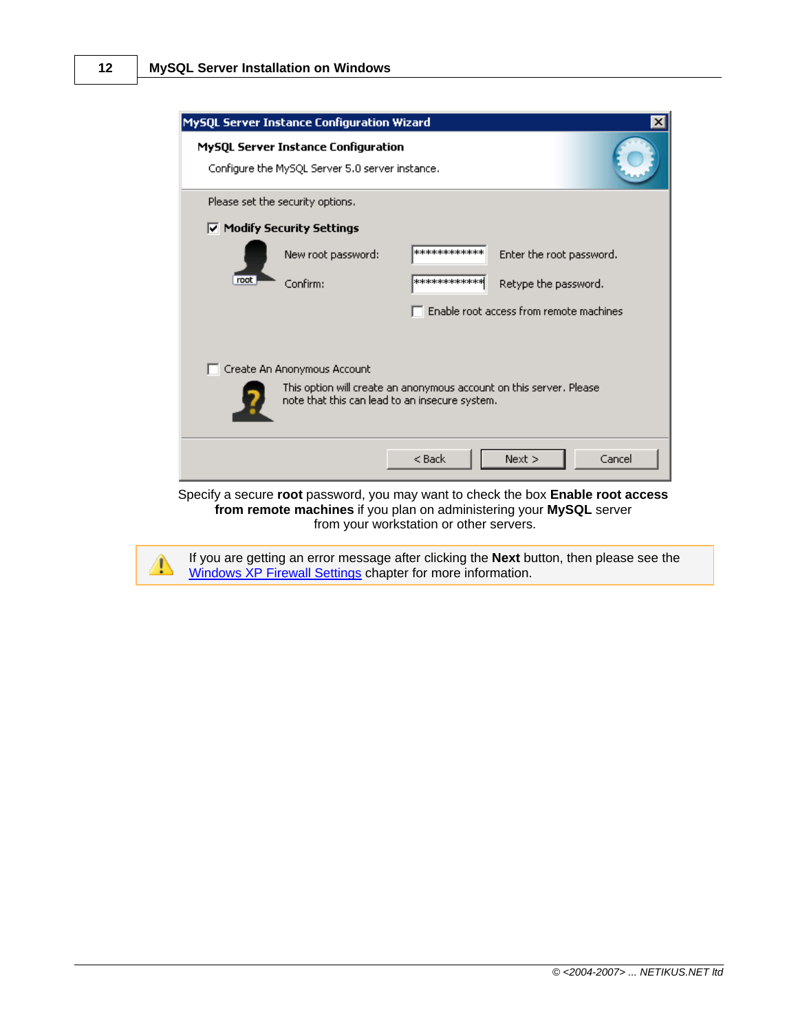MySQL Server Instance Configuration Wizard

**MySQL Server Instance Configuration**

Configure the MySQL Server 5.0 server instance.

Please set the security options.

☑ **Modify Security Settings**

New root password: ************* Enter the root password.

Confirm: ************* Retype the password.

☐ Enable root access from remote machines

☐ Create An Anonymous Account

This option will create an anonymous account on this server. Please note that this can lead to an insecure system.

< Back | Next > | Cancel

Specify a secure **root** password, you may want to check the box **Enable root access from remote machines** if you plan on administering your **MySQL** server from your workstation or other servers.

> ⚠ If you are getting an error message after clicking the **Next** button, then please see the Windows XP Firewall Settings chapter for more information.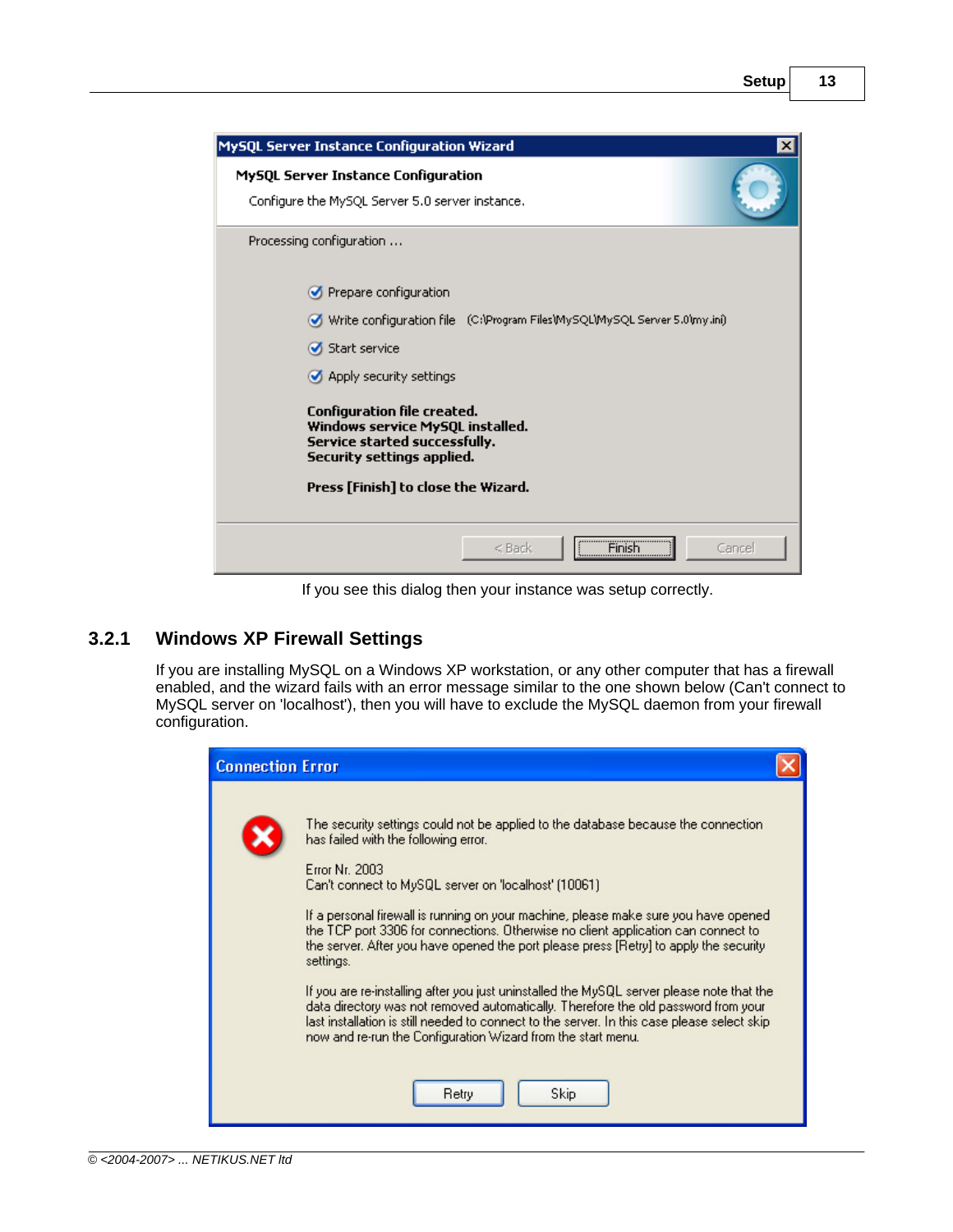If you see this dialog then your instance was setup correctly.

### 3.2.1 Windows XP Firewall Settings

If you are installing MySQL on a Windows XP workstation, or any other computer that has a firewall enabled, and the wizard fails with an error message similar to the one shown below (Can't connect to MySQL server on 'localhost'), then you will have to exclude the MySQL daemon from your firewall configuration.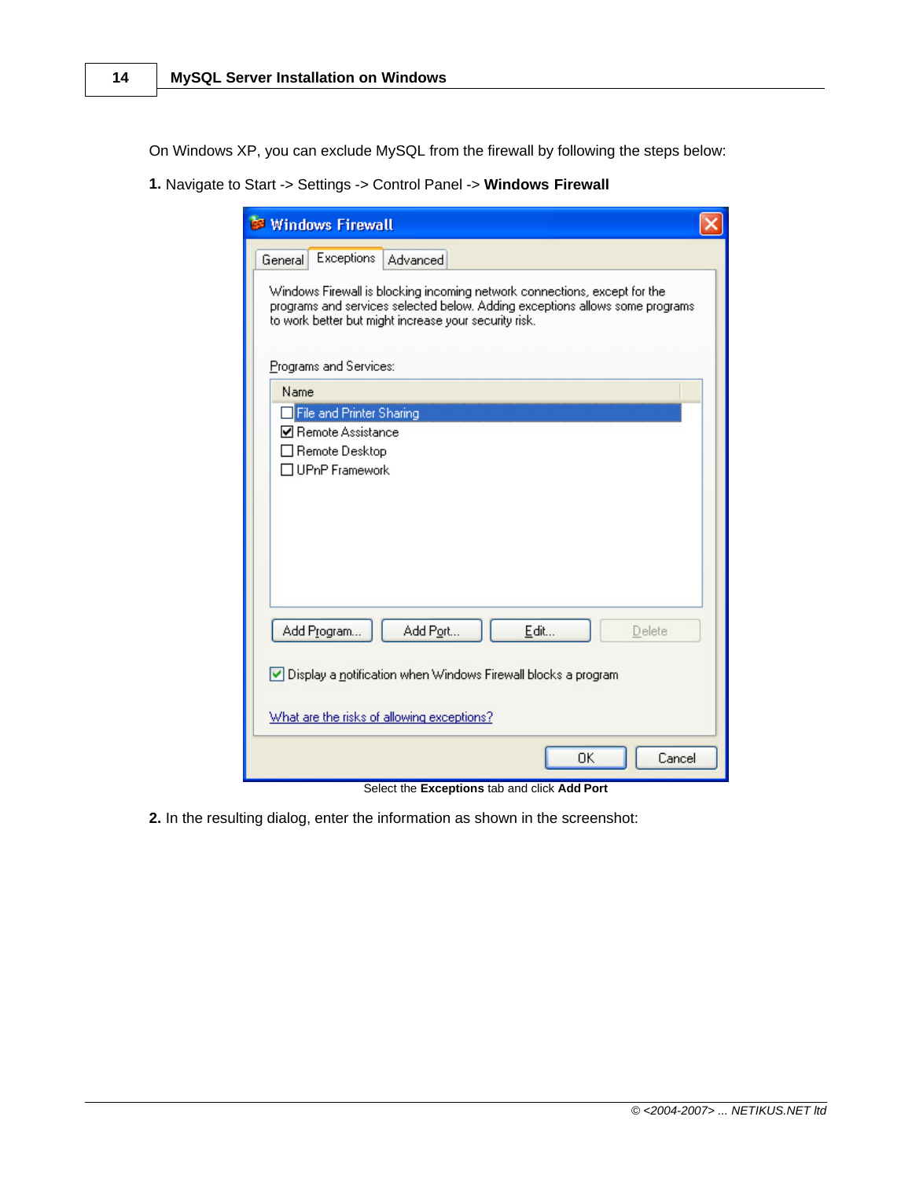On Windows XP, you can exclude MySQL from the firewall by following the steps below:

**1.** Navigate to Start -> Settings -> Control Panel -> **Windows Firewall**

Select the **Exceptions** tab and click **Add Port**

**2.** In the resulting dialog, enter the information as shown in the screenshot: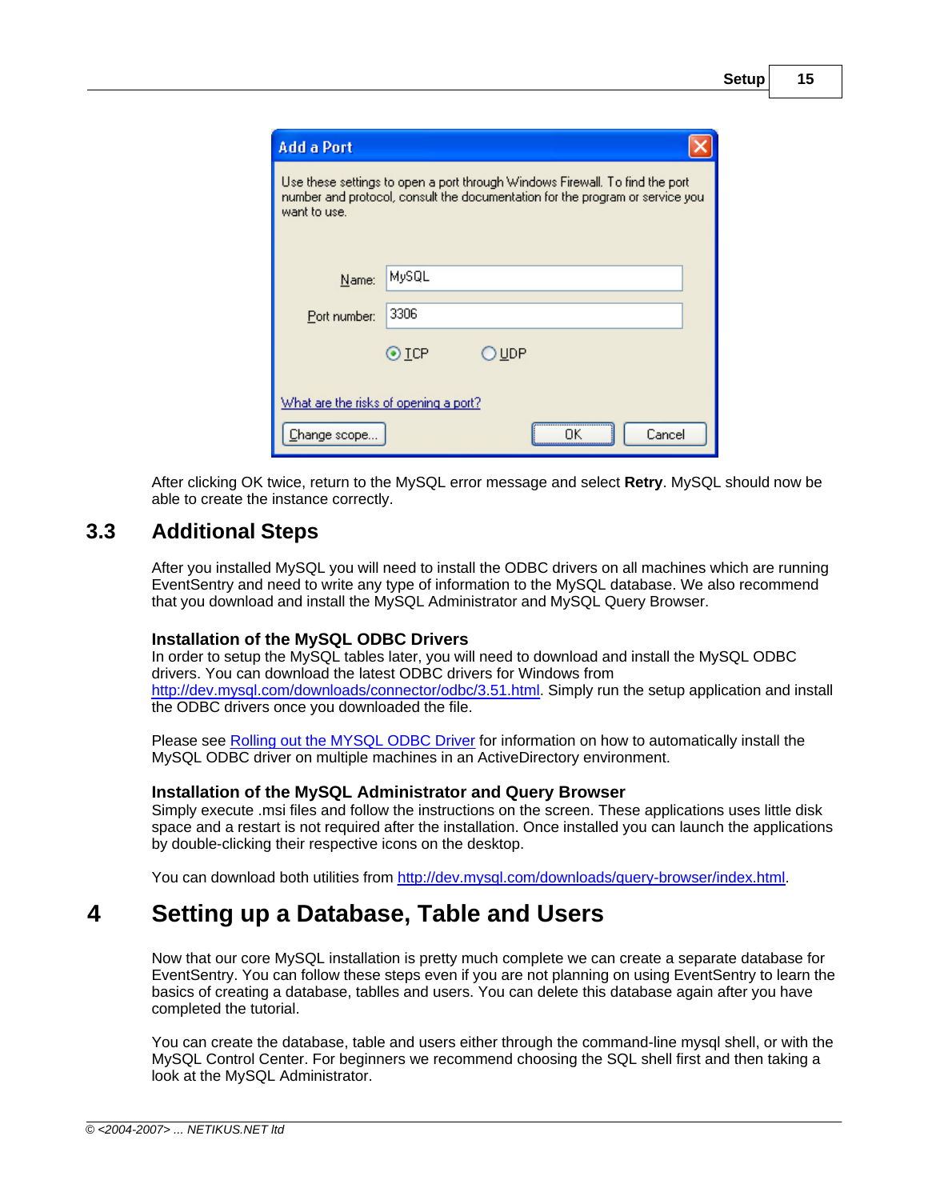After clicking OK twice, return to the MySQL error message and select **Retry**. MySQL should now be able to create the instance correctly.

## 3.3 Additional Steps

After you installed MySQL you will need to install the ODBC drivers on all machines which are running EventSentry and need to write any type of information to the MySQL database. We also recommend that you download and install the MySQL Administrator and MySQL Query Browser.

**Installation of the MySQL ODBC Drivers**

In order to setup the MySQL tables later, you will need to download and install the MySQL ODBC drivers. You can download the latest ODBC drivers for Windows from http://dev.mysql.com/downloads/connector/odbc/3.51.html. Simply run the setup application and install the ODBC drivers once you downloaded the file.

Please see Rolling out the MYSQL ODBC Driver for information on how to automatically install the MySQL ODBC driver on multiple machines in an ActiveDirectory environment.

**Installation of the MySQL Administrator and Query Browser**

Simply execute .msi files and follow the instructions on the screen. These applications uses little disk space and a restart is not required after the installation. Once installed you can launch the applications by double-clicking their respective icons on the desktop.

You can download both utilities from http://dev.mysql.com/downloads/query-browser/index.html.

# 4 Setting up a Database, Table and Users

Now that our core MySQL installation is pretty much complete we can create a separate database for EventSentry. You can follow these steps even if you are not planning on using EventSentry to learn the basics of creating a database, tablles and users. You can delete this database again after you have completed the tutorial.

You can create the database, table and users either through the command-line mysql shell, or with the MySQL Control Center. For beginners we recommend choosing the SQL shell first and then taking a look at the MySQL Administrator.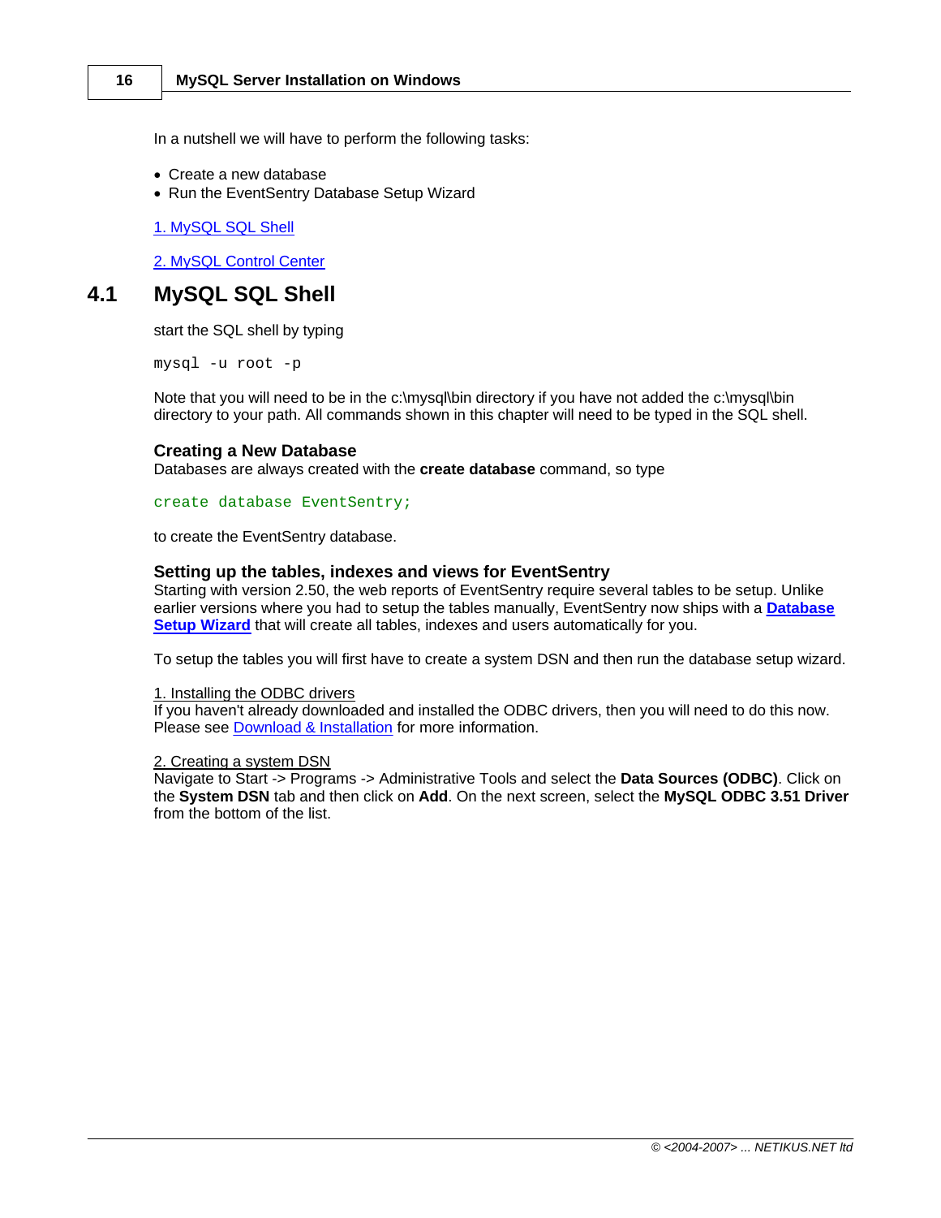In a nutshell we will have to perform the following tasks:

- Create a new database
- Run the EventSentry Database Setup Wizard

1. MySQL SQL Shell

2. MySQL Control Center

## 4.1 MySQL SQL Shell

start the SQL shell by typing

```
mysql -u root -p
```

Note that you will need to be in the c:\mysql\bin directory if you have not added the c:\mysql\bin directory to your path. All commands shown in this chapter will need to be typed in the SQL shell.

### Creating a New Database

Databases are always created with the **create database** command, so type

```
create database EventSentry;
```

to create the EventSentry database.

### Setting up the tables, indexes and views for EventSentry

Starting with version 2.50, the web reports of EventSentry require several tables to be setup. Unlike earlier versions where you had to setup the tables manually, EventSentry now ships with a **Database Setup Wizard** that will create all tables, indexes and users automatically for you.

To setup the tables you will first have to create a system DSN and then run the database setup wizard.

1. Installing the ODBC drivers
If you haven't already downloaded and installed the ODBC drivers, then you will need to do this now. Please see Download & Installation for more information.

2. Creating a system DSN
Navigate to Start -> Programs -> Administrative Tools and select the **Data Sources (ODBC)**. Click on the **System DSN** tab and then click on **Add**. On the next screen, select the **MySQL ODBC 3.51 Driver** from the bottom of the list.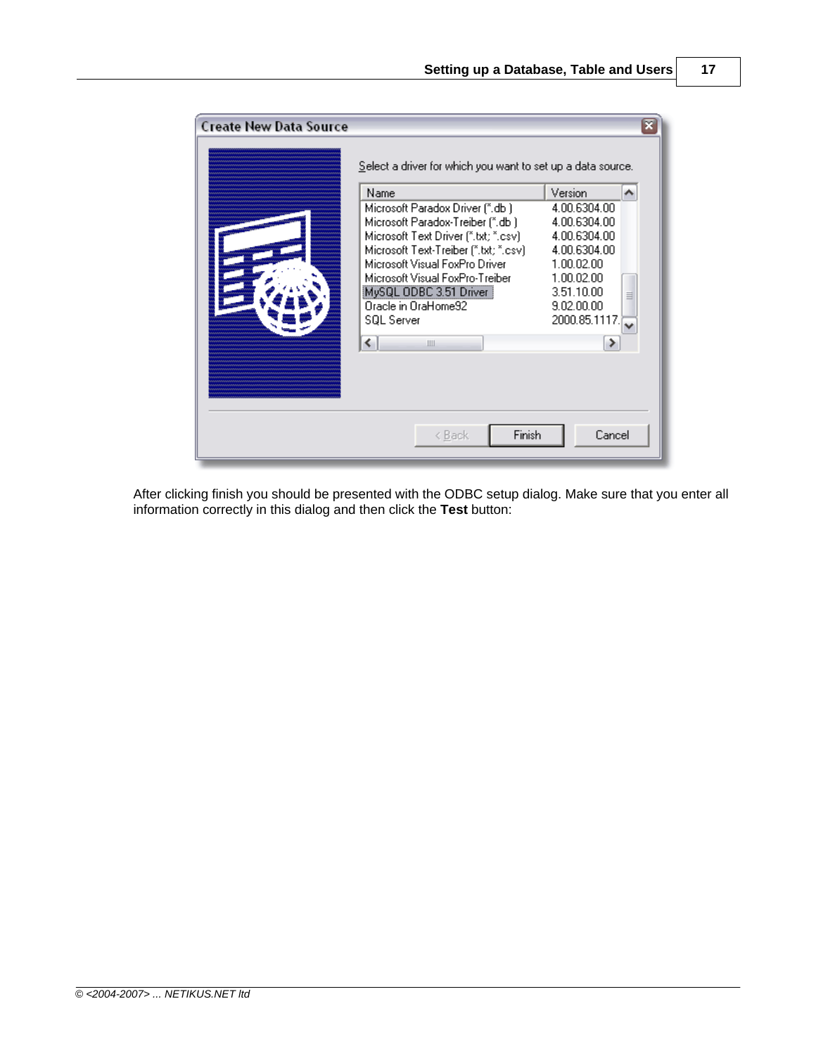After clicking finish you should be presented with the ODBC setup dialog. Make sure that you enter all information correctly in this dialog and then click the **Test** button: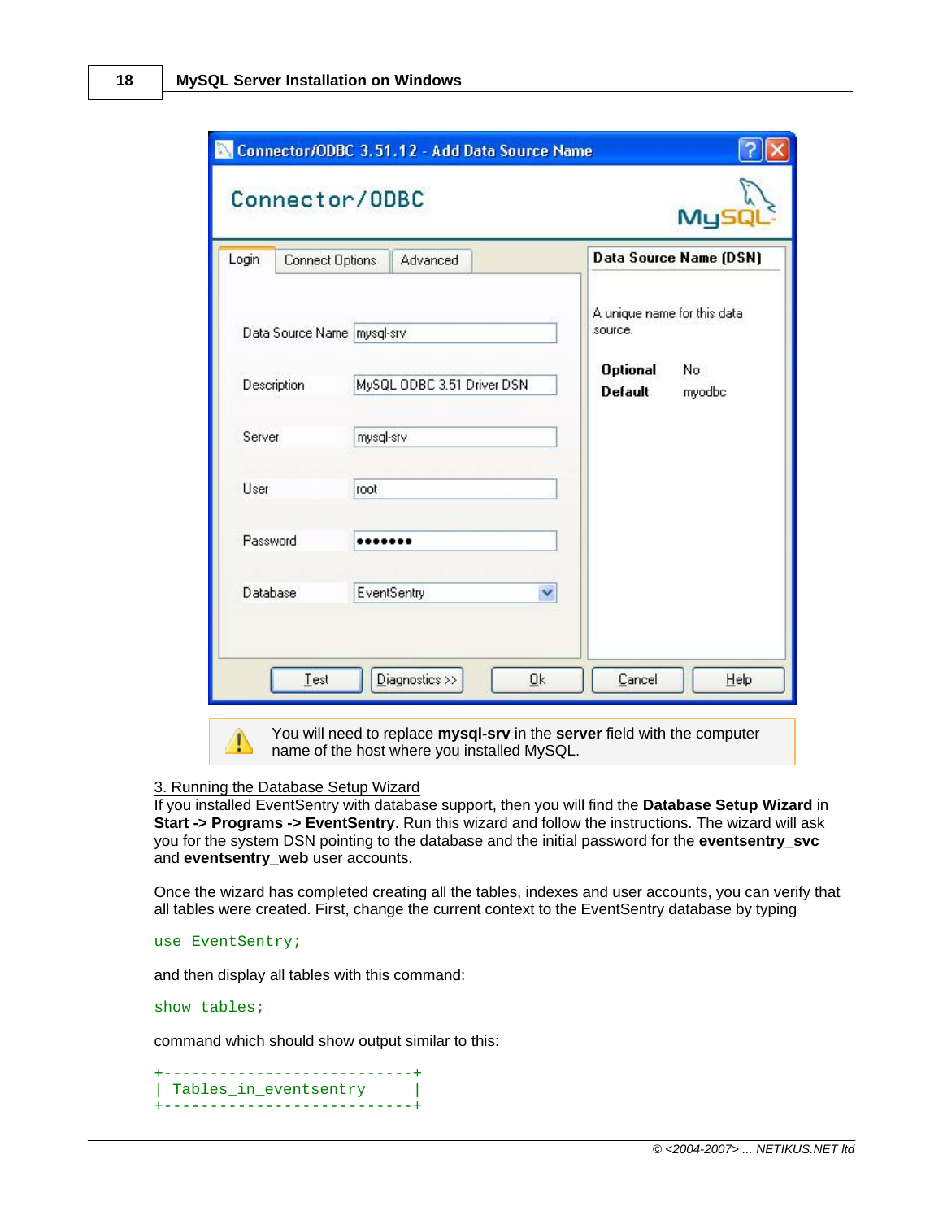Connector/ODBC 3.51.12 - Add Data Source Name

Login | Connect Options | Advanced

Data Source Name: mysql-srv
Description: MySQL ODBC 3.51 Driver DSN
Server: mysql-srv
User: root
Password: •••••••
Database: EventSentry

**Data Source Name (DSN)**

A unique name for this data source.

**Optional** No
**Default** myodbc

Test | Diagnostics >> | Ok | Cancel | Help

> You will need to replace **mysql-srv** in the **server** field with the computer name of the host where you installed MySQL.

3. Running the Database Setup Wizard

If you installed EventSentry with database support, then you will find the **Database Setup Wizard** in **Start -> Programs -> EventSentry**. Run this wizard and follow the instructions. The wizard will ask you for the system DSN pointing to the database and the initial password for the **eventsentry_svc** and **eventsentry_web** user accounts.

Once the wizard has completed creating all the tables, indexes and user accounts, you can verify that all tables were created. First, change the current context to the EventSentry database by typing

```
use EventSentry;
```

and then display all tables with this command:

```
show tables;
```

command which should show output similar to this:

```
+---------------------------+
| Tables_in_eventsentry     |
+---------------------------+
```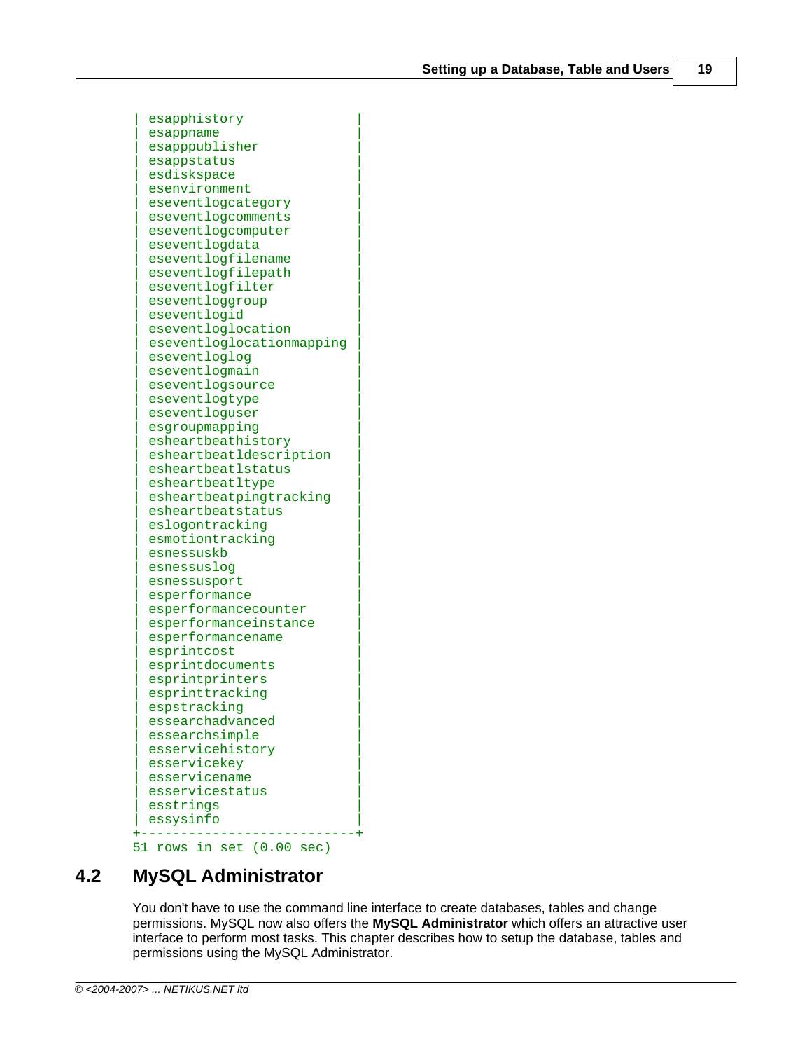```
| esapphistory              |
| esappname                 |
| esapppublisher            |
| esappstatus               |
| esdiskspace               |
| esenvironment             |
| eseventlogcategory        |
| eseventlogcomments        |
| eseventlogcomputer        |
| eseventlogdata            |
| eseventlogfilename        |
| eseventlogfilepath        |
| eseventlogfilter          |
| eseventloggroup           |
| eseventlogid              |
| eseventloglocation        |
| eseventloglocationmapping |
| eseventloglog             |
| eseventlogmain            |
| eseventlogsource          |
| eseventlogtype            |
| eseventloguser            |
| esgroupmapping            |
| esheartbeathistory        |
| esheartbeatldescription   |
| esheartbeatlstatus        |
| esheartbeatltype          |
| esheartbeatpingtracking   |
| esheartbeatstatus         |
| eslogontracking           |
| esmotiontracking          |
| esnessuskb                |
| esnessuslog               |
| esnessusport              |
| esperformance             |
| esperformancecounter      |
| esperformanceinstance     |
| esperformancename         |
| esprintcost               |
| esprintdocuments          |
| esprintprinters           |
| esprinttracking           |
| espstracking              |
| essearchadvanced          |
| essearchsimple            |
| esservicehistory          |
| esservicekey              |
| esservicename             |
| esservicestatus           |
| esstrings                 |
| essysinfo                 |
+---------------------------+
51 rows in set (0.00 sec)
```

## 4.2 MySQL Administrator

You don't have to use the command line interface to create databases, tables and change permissions. MySQL now also offers the **MySQL Administrator** which offers an attractive user interface to perform most tasks. This chapter describes how to setup the database, tables and permissions using the MySQL Administrator.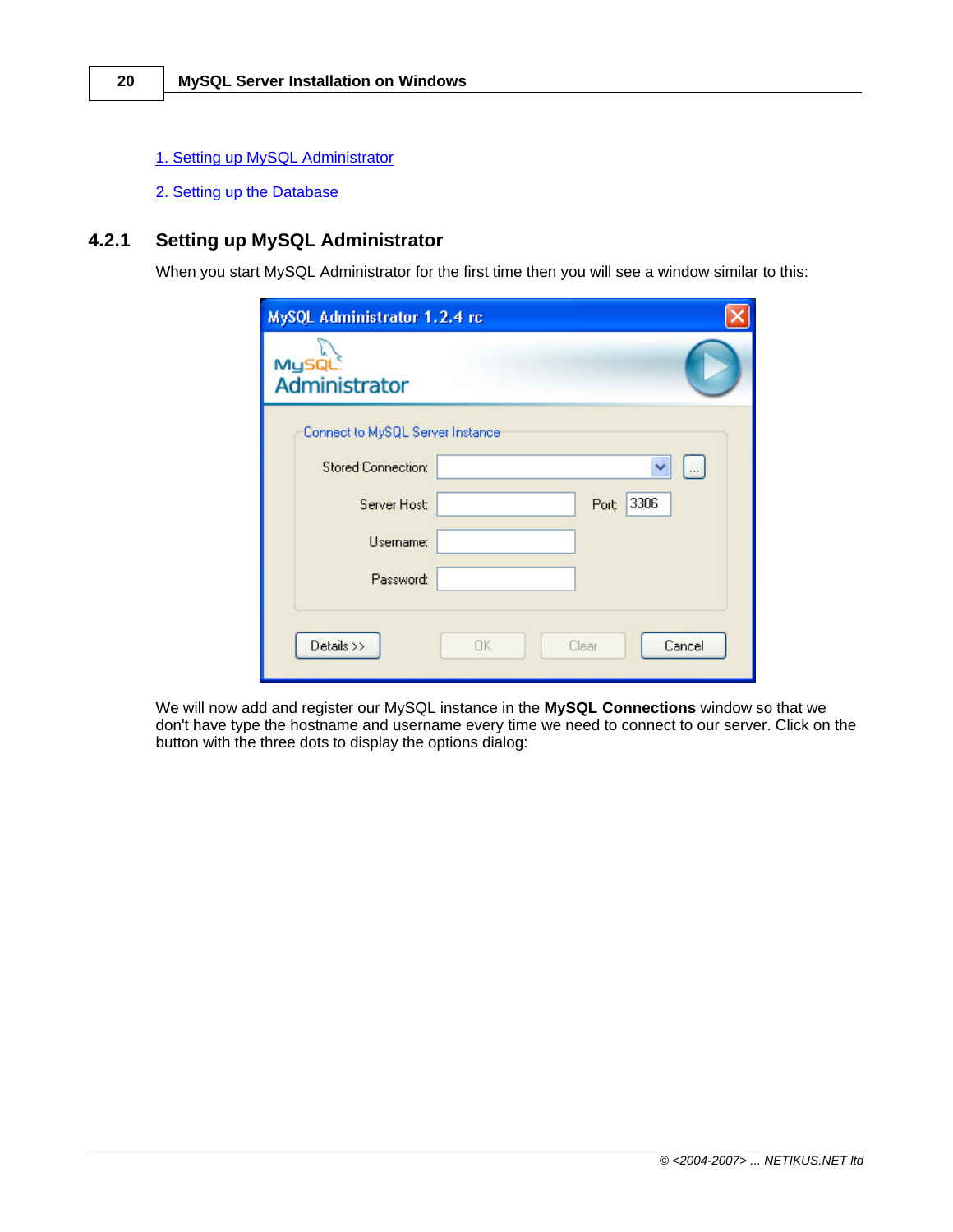[1. Setting up MySQL Administrator]

[2. Setting up the Database]

### 4.2.1 Setting up MySQL Administrator

When you start MySQL Administrator for the first time then you will see a window similar to this:

We will now add and register our MySQL instance in the **MySQL Connections** window so that we don't have type the hostname and username every time we need to connect to our server. Click on the button with the three dots to display the options dialog: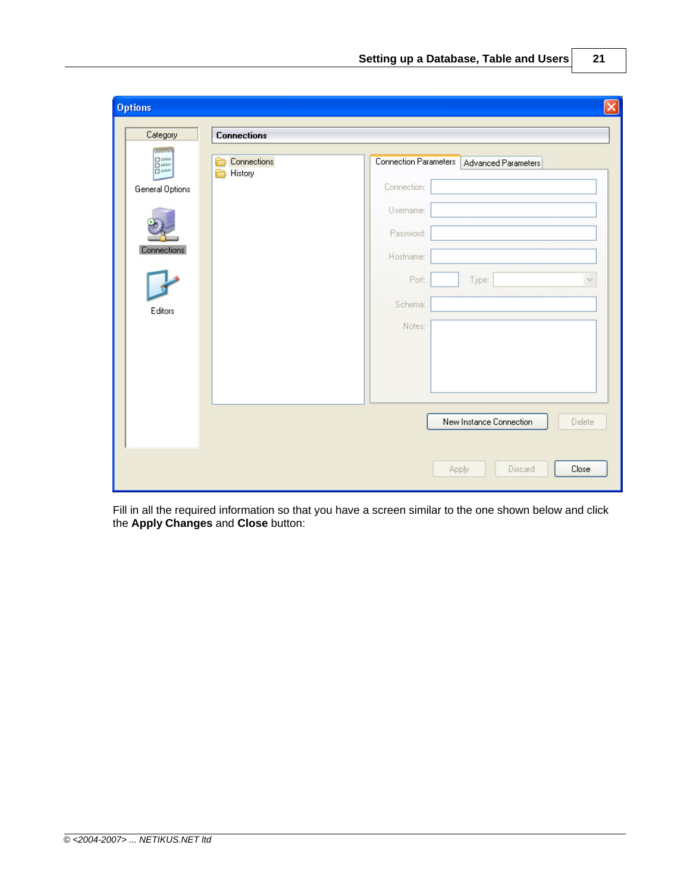Fill in all the required information so that you have a screen similar to the one shown below and click the **Apply Changes** and **Close** button: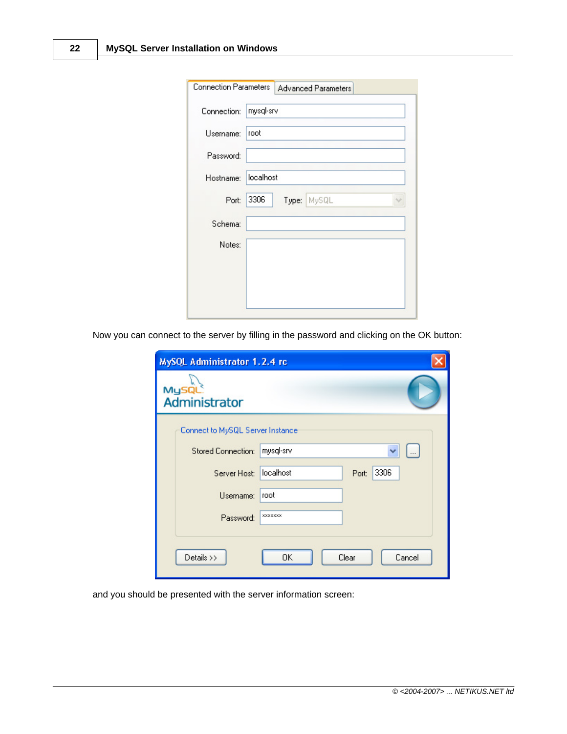Now you can connect to the server by filling in the password and clicking on the OK button:

and you should be presented with the server information screen: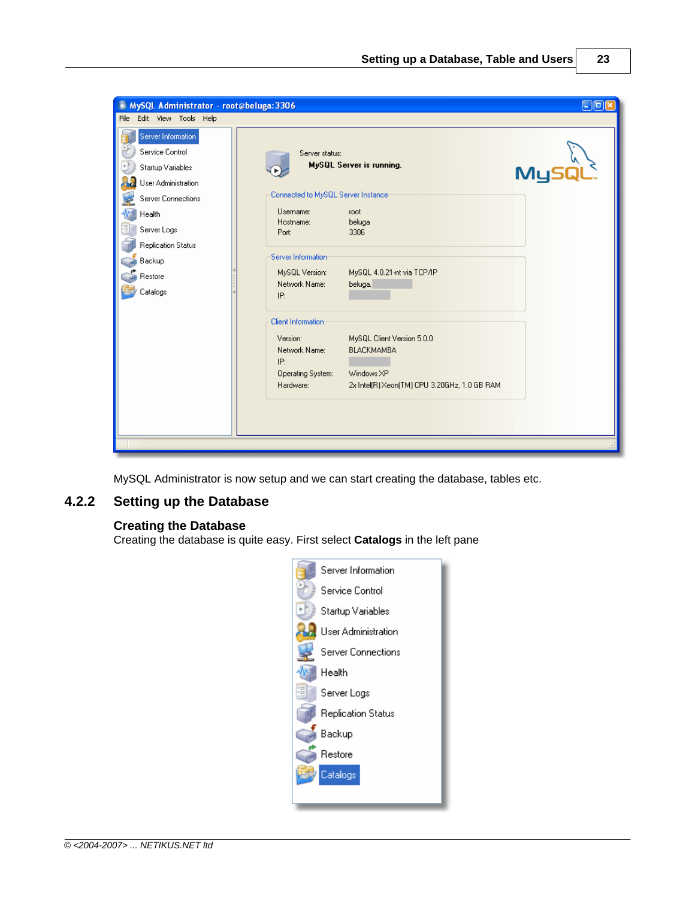MySQL Administrator is now setup and we can start creating the database, tables etc.

## 4.2.2 Setting up the Database

### Creating the Database

Creating the database is quite easy. First select **Catalogs** in the left pane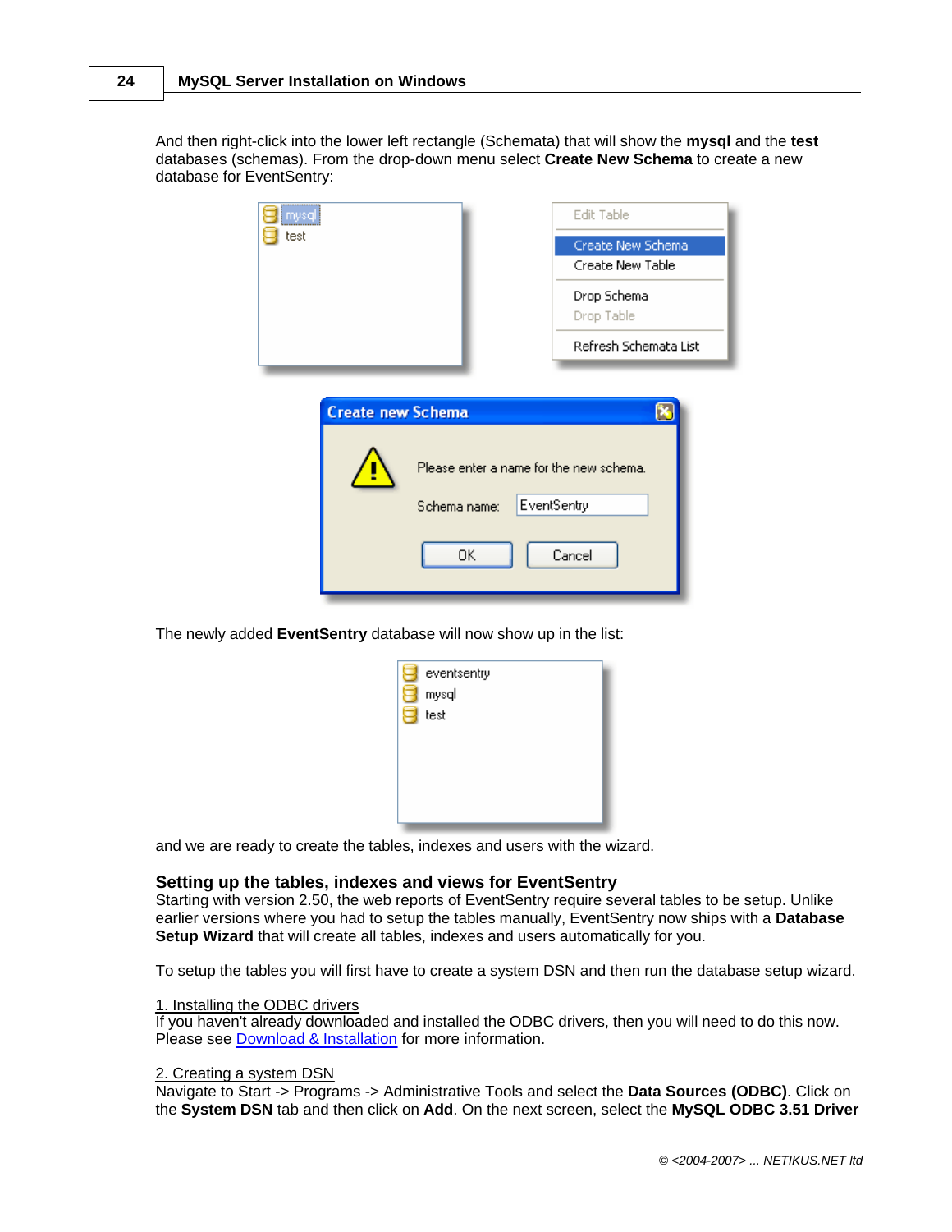And then right-click into the lower left rectangle (Schemata) that will show the **mysql** and the **test** databases (schemas). From the drop-down menu select **Create New Schema** to create a new database for EventSentry:

The newly added **EventSentry** database will now show up in the list:

and we are ready to create the tables, indexes and users with the wizard.

### Setting up the tables, indexes and views for EventSentry

Starting with version 2.50, the web reports of EventSentry require several tables to be setup. Unlike earlier versions where you had to setup the tables manually, EventSentry now ships with a **Database Setup Wizard** that will create all tables, indexes and users automatically for you.

To setup the tables you will first have to create a system DSN and then run the database setup wizard.

1. Installing the ODBC drivers
If you haven't already downloaded and installed the ODBC drivers, then you will need to do this now. Please see Download & Installation for more information.

2. Creating a system DSN
Navigate to Start -> Programs -> Administrative Tools and select the **Data Sources (ODBC)**. Click on the **System DSN** tab and then click on **Add**. On the next screen, select the **MySQL ODBC 3.51 Driver**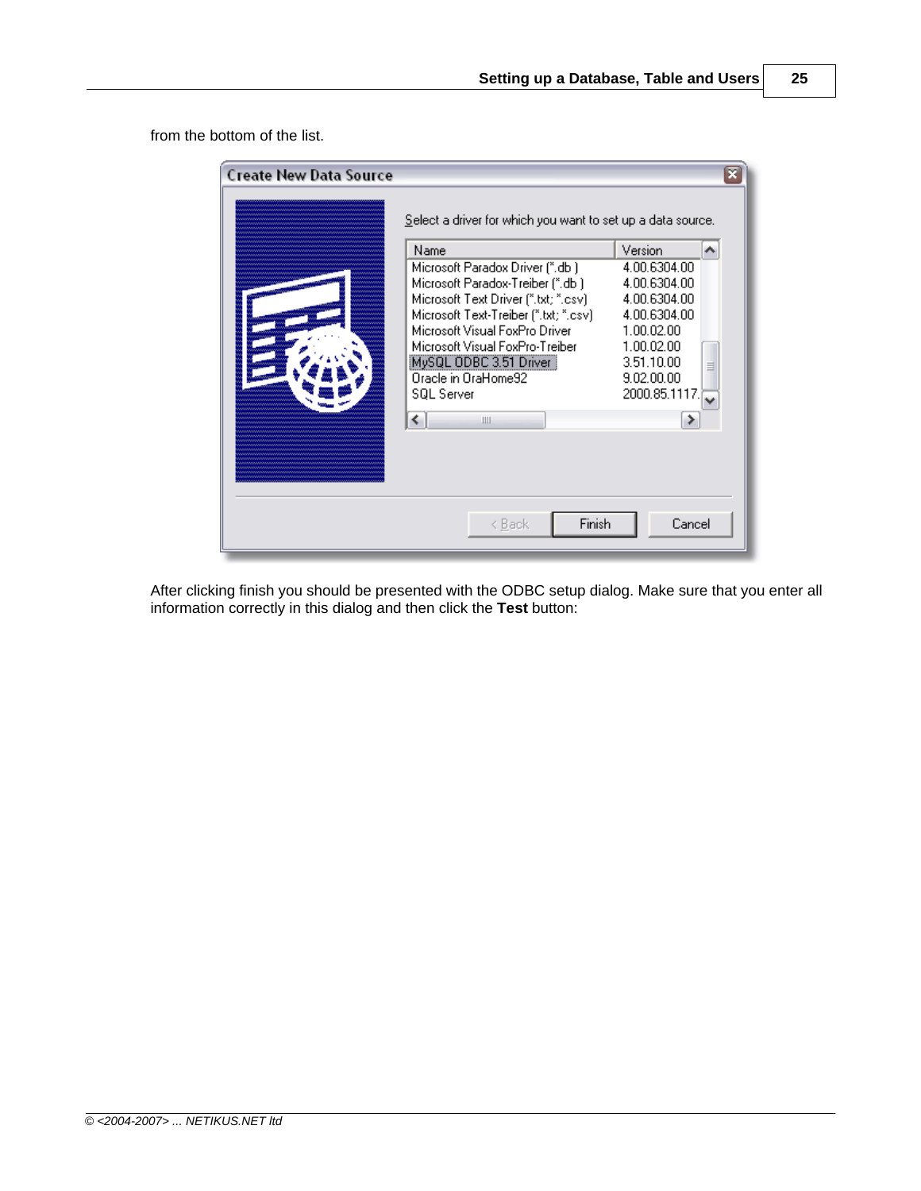from the bottom of the list.

After clicking finish you should be presented with the ODBC setup dialog. Make sure that you enter all information correctly in this dialog and then click the **Test** button: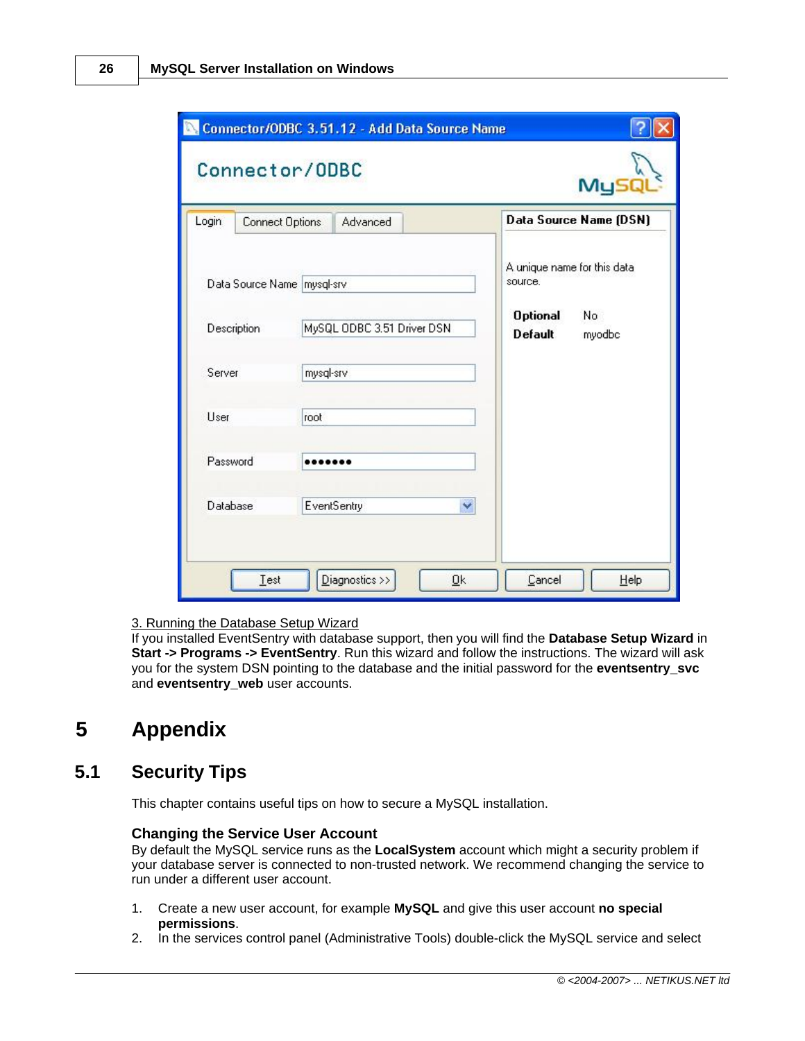3. Running the Database Setup Wizard
If you installed EventSentry with database support, then you will find the **Database Setup Wizard** in **Start -> Programs -> EventSentry**. Run this wizard and follow the instructions. The wizard will ask you for the system DSN pointing to the database and the initial password for the **eventsentry_svc** and **eventsentry_web** user accounts.

# 5 Appendix

## 5.1 Security Tips

This chapter contains useful tips on how to secure a MySQL installation.

### Changing the Service User Account

By default the MySQL service runs as the **LocalSystem** account which might a security problem if your database server is connected to non-trusted network. We recommend changing the service to run under a different user account.

1. Create a new user account, for example **MySQL** and give this user account **no special permissions**.
2. In the services control panel (Administrative Tools) double-click the MySQL service and select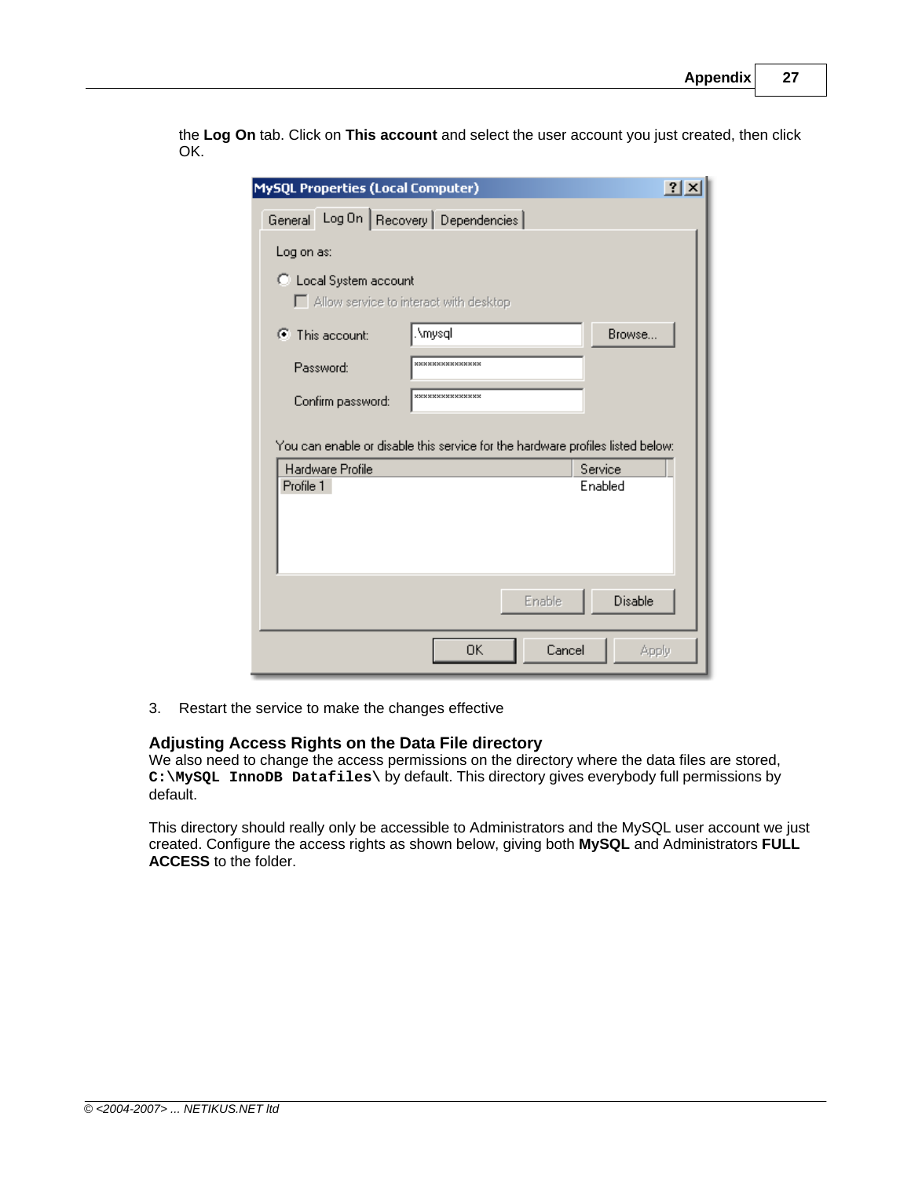the **Log On** tab. Click on **This account** and select the user account you just created, then click OK.

3. Restart the service to make the changes effective

## Adjusting Access Rights on the Data File directory

We also need to change the access permissions on the directory where the data files are stored, **`C:\MySQL InnoDB Datafiles\`** by default. This directory gives everybody full permissions by default.

This directory should really only be accessible to Administrators and the MySQL user account we just created. Configure the access rights as shown below, giving both **MySQL** and Administrators **FULL ACCESS** to the folder.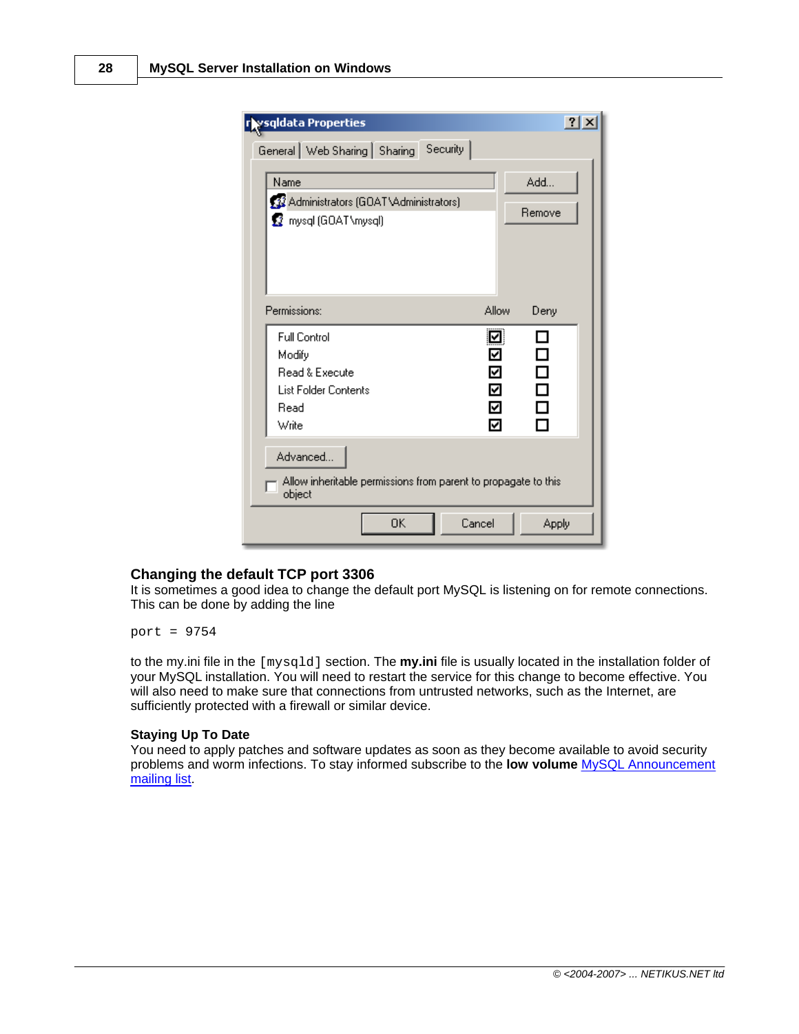## Changing the default TCP port 3306

It is sometimes a good idea to change the default port MySQL is listening on for remote connections. This can be done by adding the line

```
port = 9754
```

to the my.ini file in the `[mysqld]` section. The **my.ini** file is usually located in the installation folder of your MySQL installation. You will need to restart the service for this change to become effective. You will also need to make sure that connections from untrusted networks, such as the Internet, are sufficiently protected with a firewall or similar device.

### Staying Up To Date

You need to apply patches and software updates as soon as they become available to avoid security problems and worm infections. To stay informed subscribe to the **low volume** MySQL Announcement mailing list.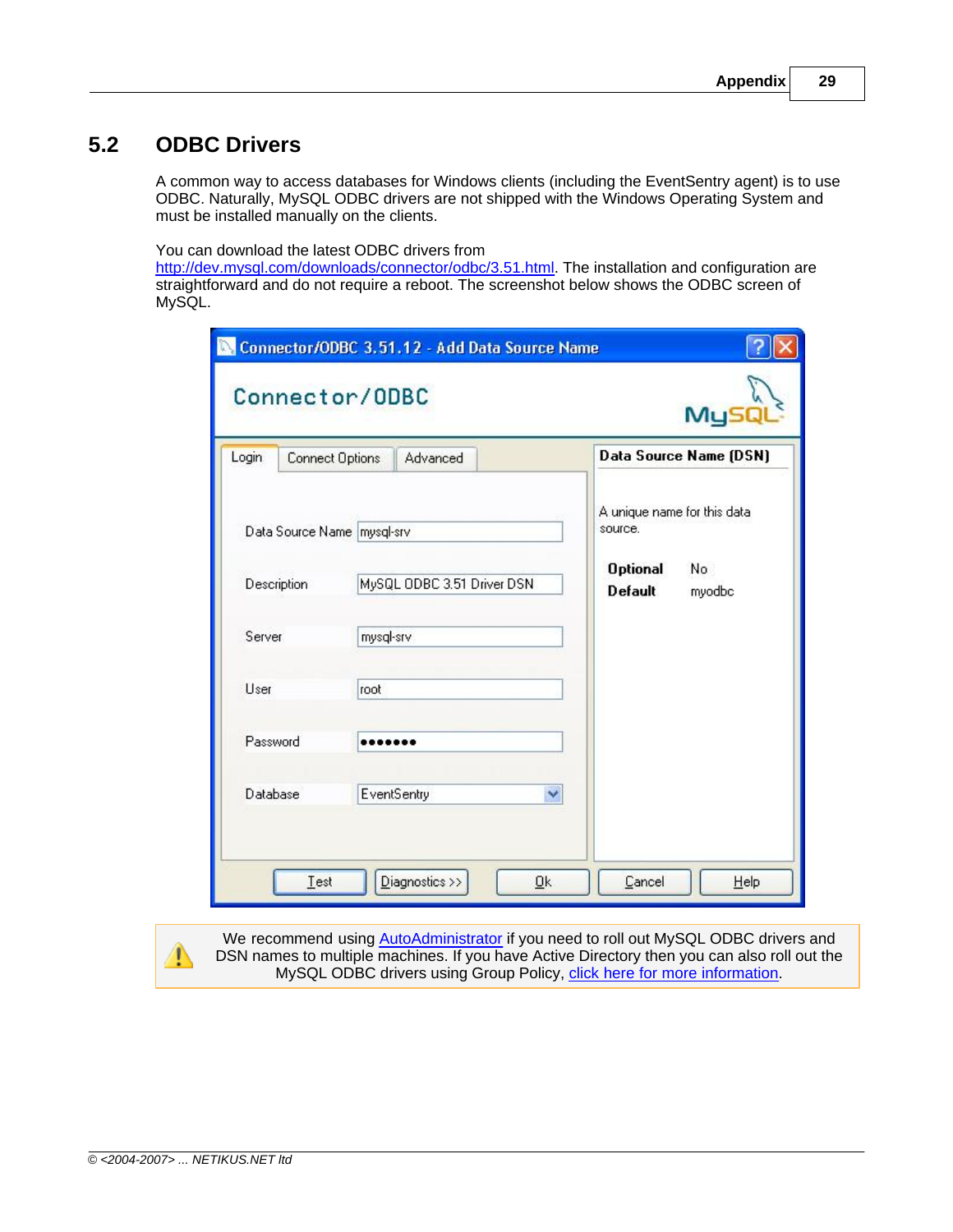## 5.2 ODBC Drivers

A common way to access databases for Windows clients (including the EventSentry agent) is to use ODBC. Naturally, MySQL ODBC drivers are not shipped with the Windows Operating System and must be installed manually on the clients.

You can download the latest ODBC drivers from http://dev.mysql.com/downloads/connector/odbc/3.51.html. The installation and configuration are straightforward and do not require a reboot. The screenshot below shows the ODBC screen of MySQL.

We recommend using AutoAdministrator if you need to roll out MySQL ODBC drivers and DSN names to multiple machines. If you have Active Directory then you can also roll out the MySQL ODBC drivers using Group Policy, click here for more information.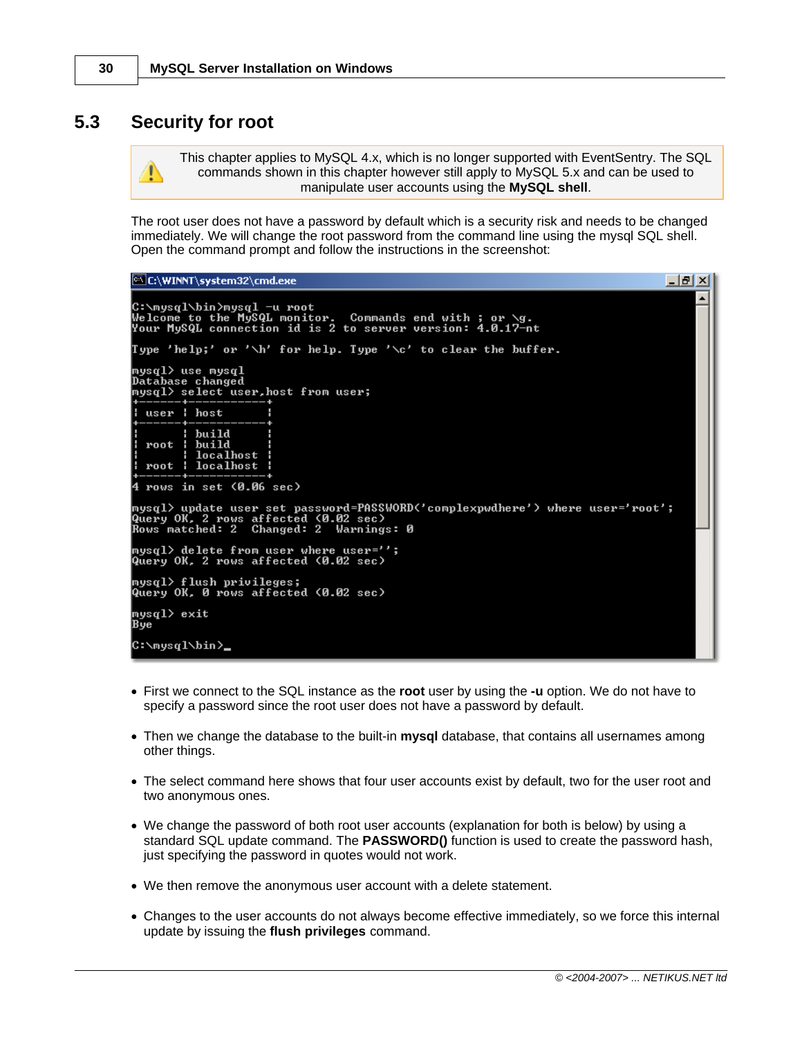## 5.3 Security for root

> This chapter applies to MySQL 4.x, which is no longer supported with EventSentry. The SQL commands shown in this chapter however still apply to MySQL 5.x and can be used to manipulate user accounts using the **MySQL shell**.

The root user does not have a password by default which is a security risk and needs to be changed immediately. We will change the root password from the command line using the mysql SQL shell. Open the command prompt and follow the instructions in the screenshot:

```
C:\mysql\bin>mysql -u root
Welcome to the MySQL monitor.  Commands end with ; or \g.
Your MySQL connection id is 2 to server version: 4.0.17-nt

Type 'help;' or '\h' for help. Type '\c' to clear the buffer.

mysql> use mysql
Database changed
mysql> select user,host from user;
+------+-----------+
| user | host      |
+------+-----------+
|      | build     |
| root | build     |
|      | localhost |
| root | localhost |
+------+-----------+
4 rows in set (0.06 sec)

mysql> update user set password=PASSWORD('complexpwdhere') where user='root';
Query OK, 2 rows affected (0.02 sec)
Rows matched: 2  Changed: 2  Warnings: 0

mysql> delete from user where user='';
Query OK, 2 rows affected (0.02 sec)

mysql> flush privileges;
Query OK, 0 rows affected (0.02 sec)

mysql> exit
Bye

C:\mysql\bin>_
```

- First we connect to the SQL instance as the **root** user by using the **-u** option. We do not have to specify a password since the root user does not have a password by default.
- Then we change the database to the built-in **mysql** database, that contains all usernames among other things.
- The select command here shows that four user accounts exist by default, two for the user root and two anonymous ones.
- We change the password of both root user accounts (explanation for both is below) by using a standard SQL update command. The **PASSWORD()** function is used to create the password hash, just specifying the password in quotes would not work.
- We then remove the anonymous user account with a delete statement.
- Changes to the user accounts do not always become effective immediately, so we force this internal update by issuing the **flush privileges** command.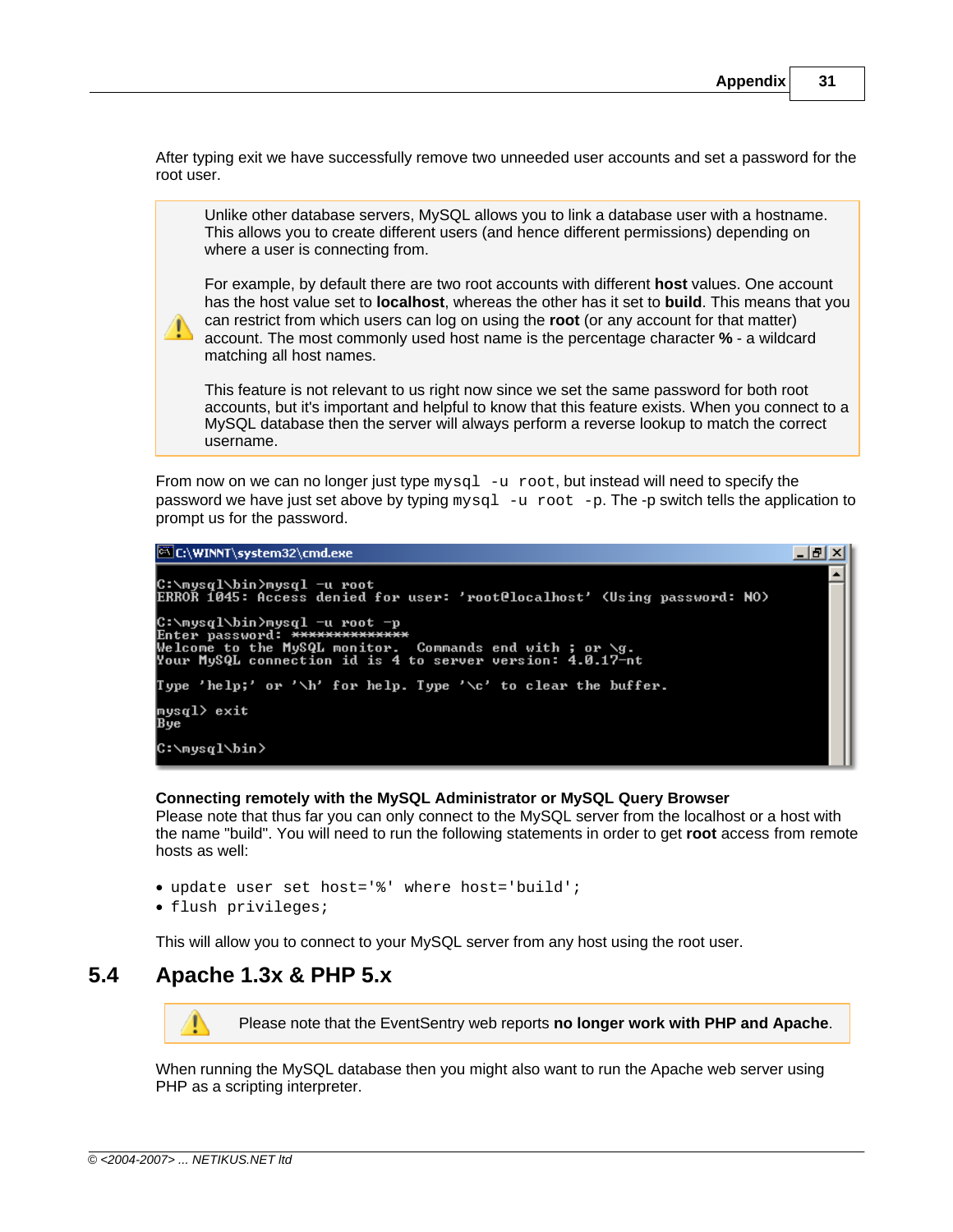After typing exit we have successfully remove two unneeded user accounts and set a password for the root user.

> Unlike other database servers, MySQL allows you to link a database user with a hostname. This allows you to create different users (and hence different permissions) depending on where a user is connecting from.
>
> For example, by default there are two root accounts with different **host** values. One account has the host value set to **localhost**, whereas the other has it set to **build**. This means that you can restrict from which users can log on using the **root** (or any account for that matter) account. The most commonly used host name is the percentage character **%** - a wildcard matching all host names.
>
> This feature is not relevant to us right now since we set the same password for both root accounts, but it's important and helpful to know that this feature exists. When you connect to a MySQL database then the server will always perform a reverse lookup to match the correct username.

From now on we can no longer just type `mysql -u root`, but instead will need to specify the password we have just set above by typing `mysql -u root -p`. The -p switch tells the application to prompt us for the password.

```
C:\mysql\bin>mysql -u root
ERROR 1045: Access denied for user: 'root@localhost' (Using password: NO)

C:\mysql\bin>mysql -u root -p
Enter password: **************
Welcome to the MySQL monitor.  Commands end with ; or \g.
Your MySQL connection id is 4 to server version: 4.0.17-nt

Type 'help;' or '\h' for help. Type '\c' to clear the buffer.

mysql> exit
Bye

C:\mysql\bin>
```

**Connecting remotely with the MySQL Administrator or MySQL Query Browser**
Please note that thus far you can only connect to the MySQL server from the localhost or a host with the name "build". You will need to run the following statements in order to get **root** access from remote hosts as well:

- `update user set host='%' where host='build';`
- `flush privileges;`

This will allow you to connect to your MySQL server from any host using the root user.

## 5.4 Apache 1.3x & PHP 5.x

> Please note that the EventSentry web reports **no longer work with PHP and Apache**.

When running the MySQL database then you might also want to run the Apache web server using PHP as a scripting interpreter.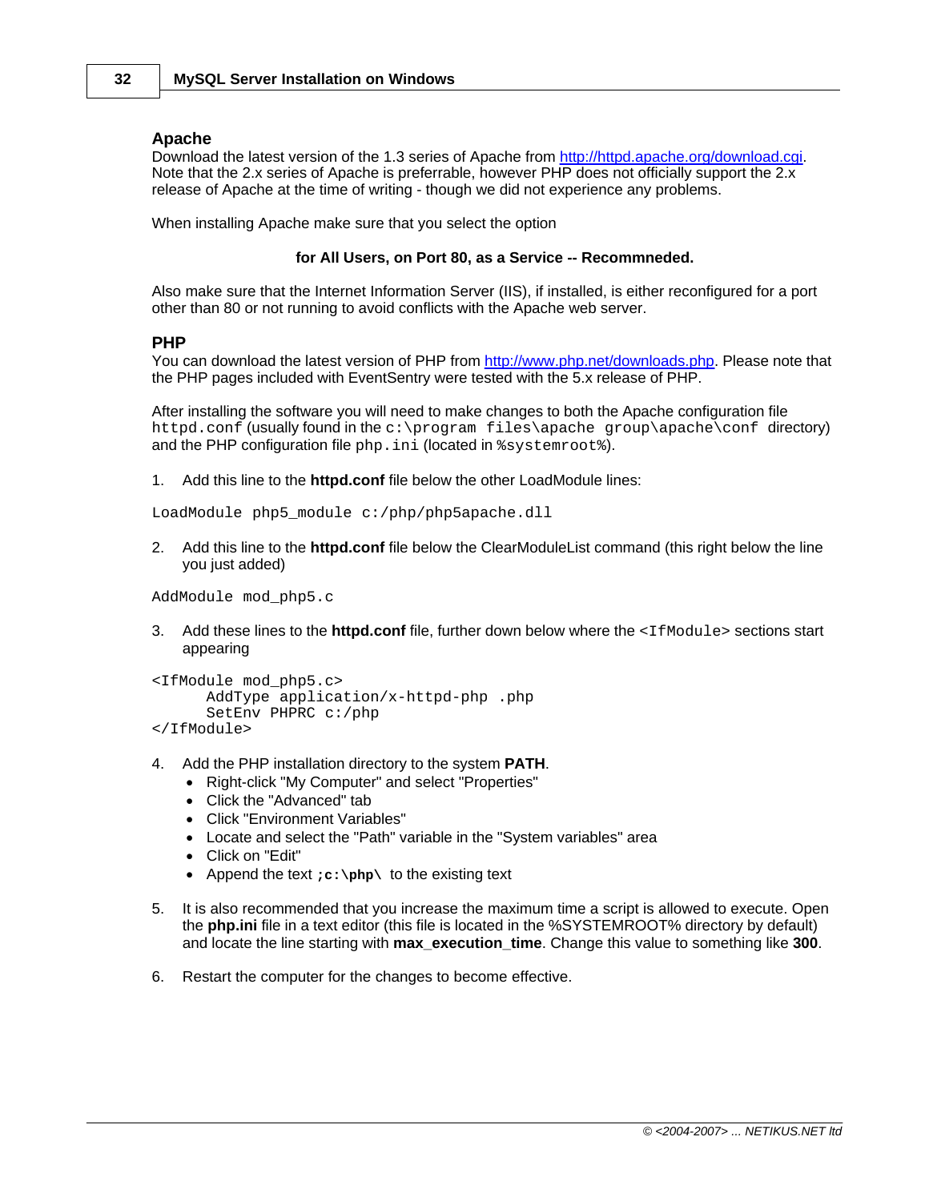### Apache

Download the latest version of the 1.3 series of Apache from http://httpd.apache.org/download.cgi. Note that the 2.x series of Apache is preferrable, however PHP does not officially support the 2.x release of Apache at the time of writing - though we did not experience any problems.

When installing Apache make sure that you select the option

**for All Users, on Port 80, as a Service -- Recommneded.**

Also make sure that the Internet Information Server (IIS), if installed, is either reconfigured for a port other than 80 or not running to avoid conflicts with the Apache web server.

### PHP

You can download the latest version of PHP from http://www.php.net/downloads.php. Please note that the PHP pages included with EventSentry were tested with the 5.x release of PHP.

After installing the software you will need to make changes to both the Apache configuration file `httpd.conf` (usually found in the `c:\program files\apache group\apache\conf` directory) and the PHP configuration file `php.ini` (located in `%systemroot%`).

1. Add this line to the **httpd.conf** file below the other LoadModule lines:

```
LoadModule php5_module c:/php/php5apache.dll
```

2. Add this line to the **httpd.conf** file below the ClearModuleList command (this right below the line you just added)

```
AddModule mod_php5.c
```

3. Add these lines to the **httpd.conf** file, further down below where the `<IfModule>` sections start appearing

```
<IfModule mod_php5.c>
      AddType application/x-httpd-php .php
      SetEnv PHPRC c:/php
</IfModule>
```

4. Add the PHP installation directory to the system **PATH**.
   - Right-click "My Computer" and select "Properties"
   - Click the "Advanced" tab
   - Click "Environment Variables"
   - Locate and select the "Path" variable in the "System variables" area
   - Click on "Edit"
   - Append the text **`;c:\php\`** to the existing text

5. It is also recommended that you increase the maximum time a script is allowed to execute. Open the **php.ini** file in a text editor (this file is located in the %SYSTEMROOT% directory by default) and locate the line starting with **max_execution_time**. Change this value to something like **300**.

6. Restart the computer for the changes to become effective.